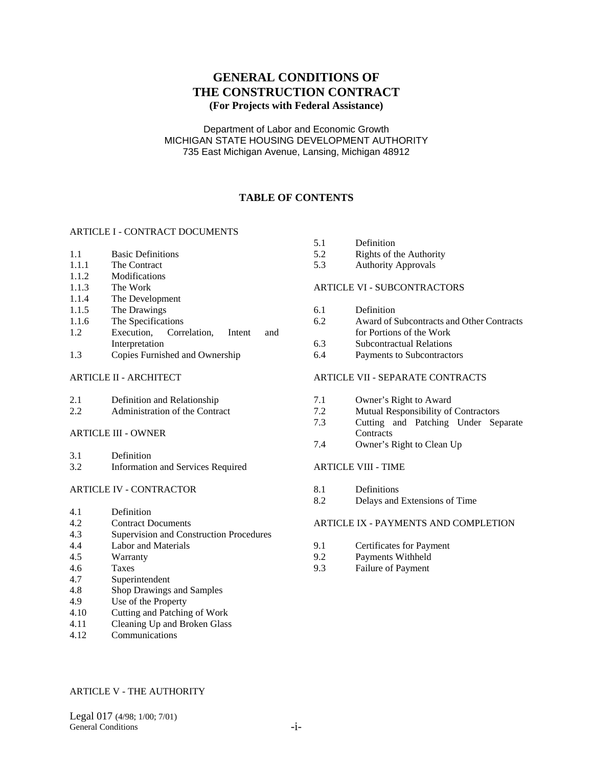# GENERAL CONDITIONS OF THE CONSTRUCTION CONTRACT

**(For Projects with Federal Assistance)**

Department of Labor and Economic Growth
MICHIGAN STATE HOUSING DEVELOPMENT AUTHORITY
735 East Michigan Avenue, Lansing, Michigan 48912

## TABLE OF CONTENTS

ARTICLE I - CONTRACT DOCUMENTS

- 1.1 Basic Definitions
- 1.1.1 The Contract
- 1.1.2 Modifications
- 1.1.3 The Work
- 1.1.4 The Development
- 1.1.5 The Drawings
- 1.1.6 The Specifications
- 1.2 Execution, Correlation, Intent and Interpretation
- 1.3 Copies Furnished and Ownership

ARTICLE II - ARCHITECT

- 2.1 Definition and Relationship
- 2.2 Administration of the Contract

ARTICLE III - OWNER

- 3.1 Definition
- 3.2 Information and Services Required

ARTICLE IV - CONTRACTOR

- 4.1 Definition
- 4.2 Contract Documents
- 4.3 Supervision and Construction Procedures
- 4.4 Labor and Materials
- 4.5 Warranty
- 4.6 Taxes
- 4.7 Superintendent
- 4.8 Shop Drawings and Samples
- 4.9 Use of the Property
- 4.10 Cutting and Patching of Work
- 4.11 Cleaning Up and Broken Glass
- 4.12 Communications

ARTICLE V - THE AUTHORITY

- 5.1 Definition
- 5.2 Rights of the Authority
- 5.3 Authority Approvals

ARTICLE VI - SUBCONTRACTORS

- 6.1 Definition
- 6.2 Award of Subcontracts and Other Contracts for Portions of the Work
- 6.3 Subcontractual Relations
- 6.4 Payments to Subcontractors

ARTICLE VII - SEPARATE CONTRACTS

- 7.1 Owner's Right to Award
- 7.2 Mutual Responsibility of Contractors
- 7.3 Cutting and Patching Under Separate Contracts
- 7.4 Owner's Right to Clean Up

ARTICLE VIII - TIME

- 8.1 Definitions
- 8.2 Delays and Extensions of Time

ARTICLE IX - PAYMENTS AND COMPLETION

- 9.1 Certificates for Payment
- 9.2 Payments Withheld
- 9.3 Failure of Payment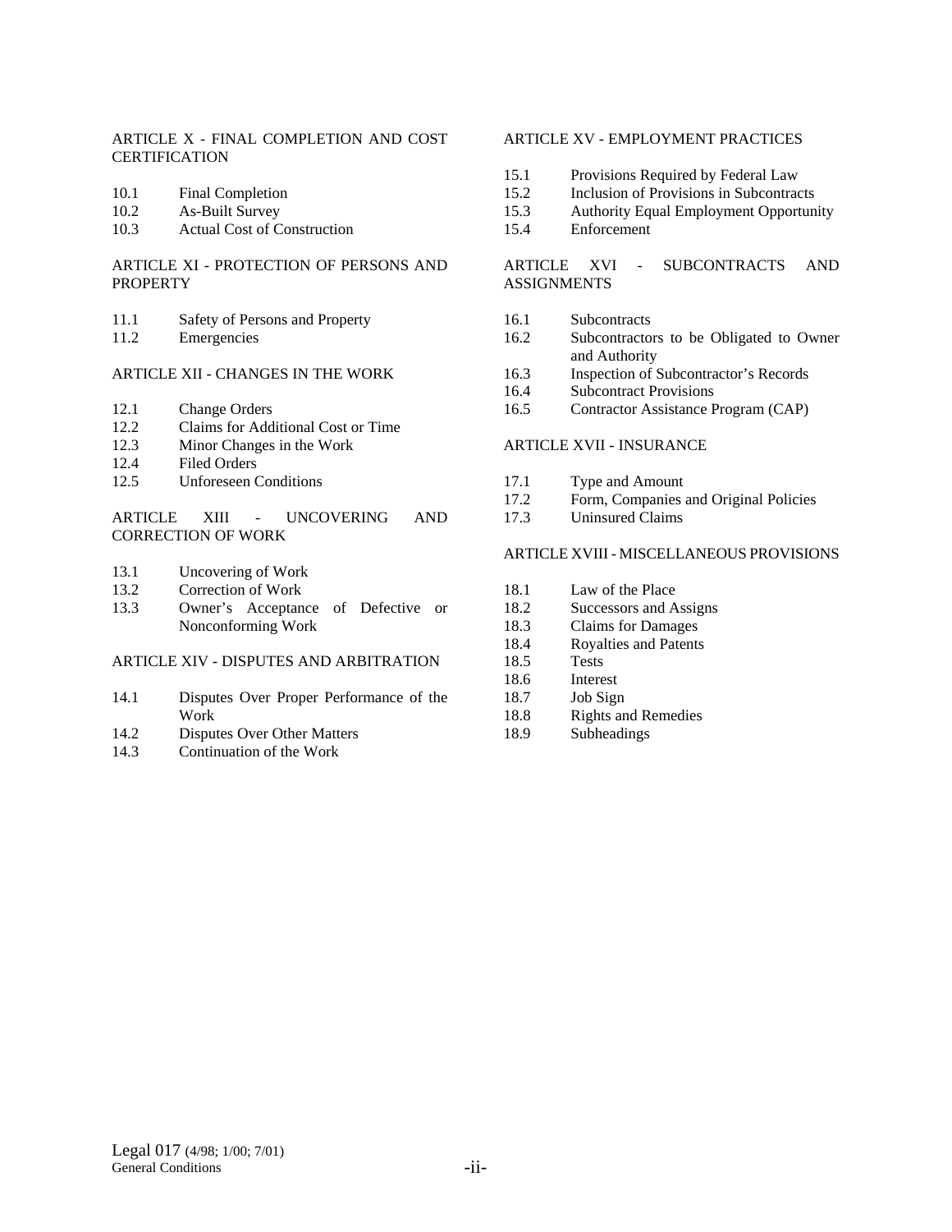ARTICLE X - FINAL COMPLETION AND COST CERTIFICATION

10.1 Final Completion
10.2 As-Built Survey
10.3 Actual Cost of Construction

ARTICLE XI - PROTECTION OF PERSONS AND PROPERTY

11.1 Safety of Persons and Property
11.2 Emergencies

ARTICLE XII - CHANGES IN THE WORK

12.1 Change Orders
12.2 Claims for Additional Cost or Time
12.3 Minor Changes in the Work
12.4 Filed Orders
12.5 Unforeseen Conditions

ARTICLE XIII - UNCOVERING AND CORRECTION OF WORK

13.1 Uncovering of Work
13.2 Correction of Work
13.3 Owner's Acceptance of Defective or Nonconforming Work

ARTICLE XIV - DISPUTES AND ARBITRATION

14.1 Disputes Over Proper Performance of the Work
14.2 Disputes Over Other Matters
14.3 Continuation of the Work

ARTICLE XV - EMPLOYMENT PRACTICES

15.1 Provisions Required by Federal Law
15.2 Inclusion of Provisions in Subcontracts
15.3 Authority Equal Employment Opportunity
15.4 Enforcement

ARTICLE XVI - SUBCONTRACTS AND ASSIGNMENTS

16.1 Subcontracts
16.2 Subcontractors to be Obligated to Owner and Authority
16.3 Inspection of Subcontractor's Records
16.4 Subcontract Provisions
16.5 Contractor Assistance Program (CAP)

ARTICLE XVII - INSURANCE

17.1 Type and Amount
17.2 Form, Companies and Original Policies
17.3 Uninsured Claims

ARTICLE XVIII - MISCELLANEOUS PROVISIONS

18.1 Law of the Place
18.2 Successors and Assigns
18.3 Claims for Damages
18.4 Royalties and Patents
18.5 Tests
18.6 Interest
18.7 Job Sign
18.8 Rights and Remedies
18.9 Subheadings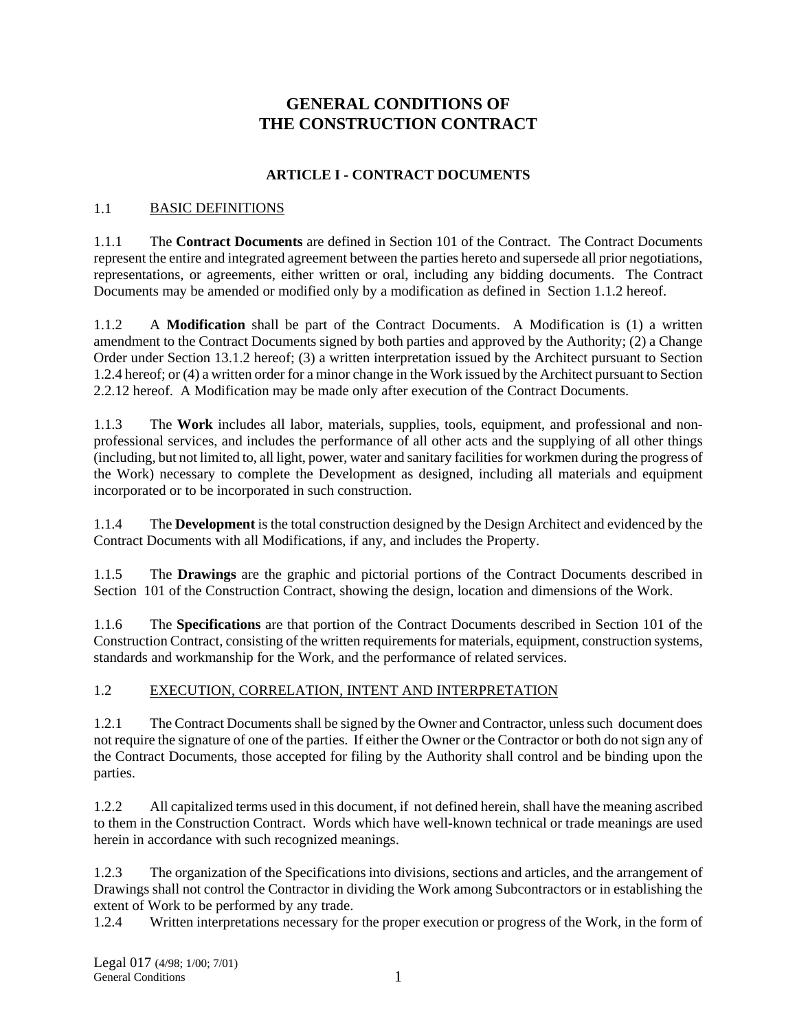# GENERAL CONDITIONS OF THE CONSTRUCTION CONTRACT

## ARTICLE I - CONTRACT DOCUMENTS

### 1.1 BASIC DEFINITIONS

1.1.1 The **Contract Documents** are defined in Section 101 of the Contract. The Contract Documents represent the entire and integrated agreement between the parties hereto and supersede all prior negotiations, representations, or agreements, either written or oral, including any bidding documents. The Contract Documents may be amended or modified only by a modification as defined in Section 1.1.2 hereof.

1.1.2 A **Modification** shall be part of the Contract Documents. A Modification is (1) a written amendment to the Contract Documents signed by both parties and approved by the Authority; (2) a Change Order under Section 13.1.2 hereof; (3) a written interpretation issued by the Architect pursuant to Section 1.2.4 hereof; or (4) a written order for a minor change in the Work issued by the Architect pursuant to Section 2.2.12 hereof. A Modification may be made only after execution of the Contract Documents.

1.1.3 The **Work** includes all labor, materials, supplies, tools, equipment, and professional and non-professional services, and includes the performance of all other acts and the supplying of all other things (including, but not limited to, all light, power, water and sanitary facilities for workmen during the progress of the Work) necessary to complete the Development as designed, including all materials and equipment incorporated or to be incorporated in such construction.

1.1.4 The **Development** is the total construction designed by the Design Architect and evidenced by the Contract Documents with all Modifications, if any, and includes the Property.

1.1.5 The **Drawings** are the graphic and pictorial portions of the Contract Documents described in Section 101 of the Construction Contract, showing the design, location and dimensions of the Work.

1.1.6 The **Specifications** are that portion of the Contract Documents described in Section 101 of the Construction Contract, consisting of the written requirements for materials, equipment, construction systems, standards and workmanship for the Work, and the performance of related services.

### 1.2 EXECUTION, CORRELATION, INTENT AND INTERPRETATION

1.2.1 The Contract Documents shall be signed by the Owner and Contractor, unless such document does not require the signature of one of the parties. If either the Owner or the Contractor or both do not sign any of the Contract Documents, those accepted for filing by the Authority shall control and be binding upon the parties.

1.2.2 All capitalized terms used in this document, if not defined herein, shall have the meaning ascribed to them in the Construction Contract. Words which have well-known technical or trade meanings are used herein in accordance with such recognized meanings.

1.2.3 The organization of the Specifications into divisions, sections and articles, and the arrangement of Drawings shall not control the Contractor in dividing the Work among Subcontractors or in establishing the extent of Work to be performed by any trade.

1.2.4 Written interpretations necessary for the proper execution or progress of the Work, in the form of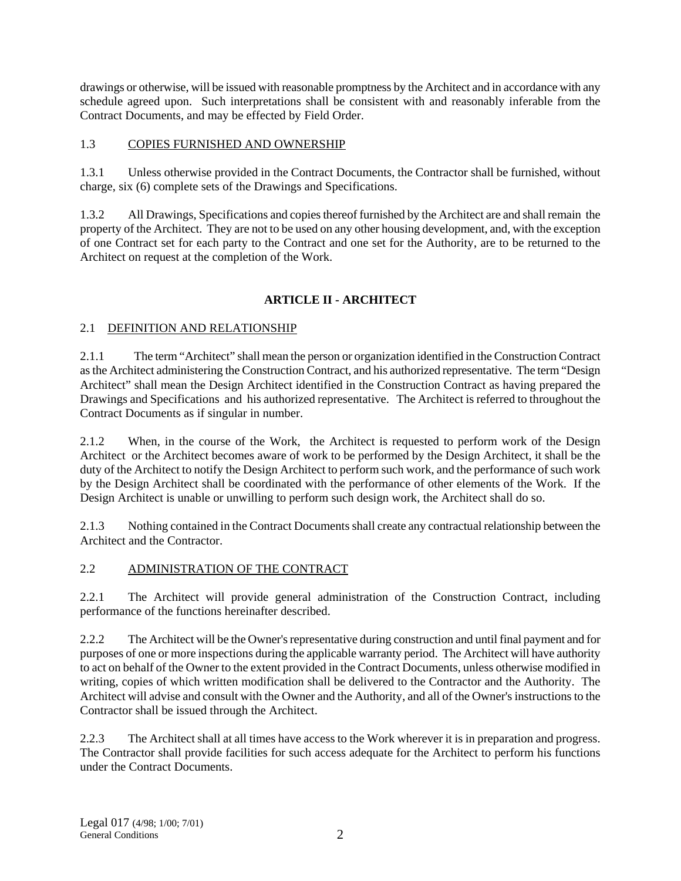drawings or otherwise, will be issued with reasonable promptness by the Architect and in accordance with any schedule agreed upon. Such interpretations shall be consistent with and reasonably inferable from the Contract Documents, and may be effected by Field Order.

1.3 COPIES FURNISHED AND OWNERSHIP

1.3.1 Unless otherwise provided in the Contract Documents, the Contractor shall be furnished, without charge, six (6) complete sets of the Drawings and Specifications.

1.3.2 All Drawings, Specifications and copies thereof furnished by the Architect are and shall remain the property of the Architect. They are not to be used on any other housing development, and, with the exception of one Contract set for each party to the Contract and one set for the Authority, are to be returned to the Architect on request at the completion of the Work.

## ARTICLE II - ARCHITECT

2.1 DEFINITION AND RELATIONSHIP

2.1.1 The term "Architect" shall mean the person or organization identified in the Construction Contract as the Architect administering the Construction Contract, and his authorized representative. The term "Design Architect" shall mean the Design Architect identified in the Construction Contract as having prepared the Drawings and Specifications and his authorized representative. The Architect is referred to throughout the Contract Documents as if singular in number.

2.1.2 When, in the course of the Work, the Architect is requested to perform work of the Design Architect or the Architect becomes aware of work to be performed by the Design Architect, it shall be the duty of the Architect to notify the Design Architect to perform such work, and the performance of such work by the Design Architect shall be coordinated with the performance of other elements of the Work. If the Design Architect is unable or unwilling to perform such design work, the Architect shall do so.

2.1.3 Nothing contained in the Contract Documents shall create any contractual relationship between the Architect and the Contractor.

2.2 ADMINISTRATION OF THE CONTRACT

2.2.1 The Architect will provide general administration of the Construction Contract, including performance of the functions hereinafter described.

2.2.2 The Architect will be the Owner's representative during construction and until final payment and for purposes of one or more inspections during the applicable warranty period. The Architect will have authority to act on behalf of the Owner to the extent provided in the Contract Documents, unless otherwise modified in writing, copies of which written modification shall be delivered to the Contractor and the Authority. The Architect will advise and consult with the Owner and the Authority, and all of the Owner's instructions to the Contractor shall be issued through the Architect.

2.2.3 The Architect shall at all times have access to the Work wherever it is in preparation and progress. The Contractor shall provide facilities for such access adequate for the Architect to perform his functions under the Contract Documents.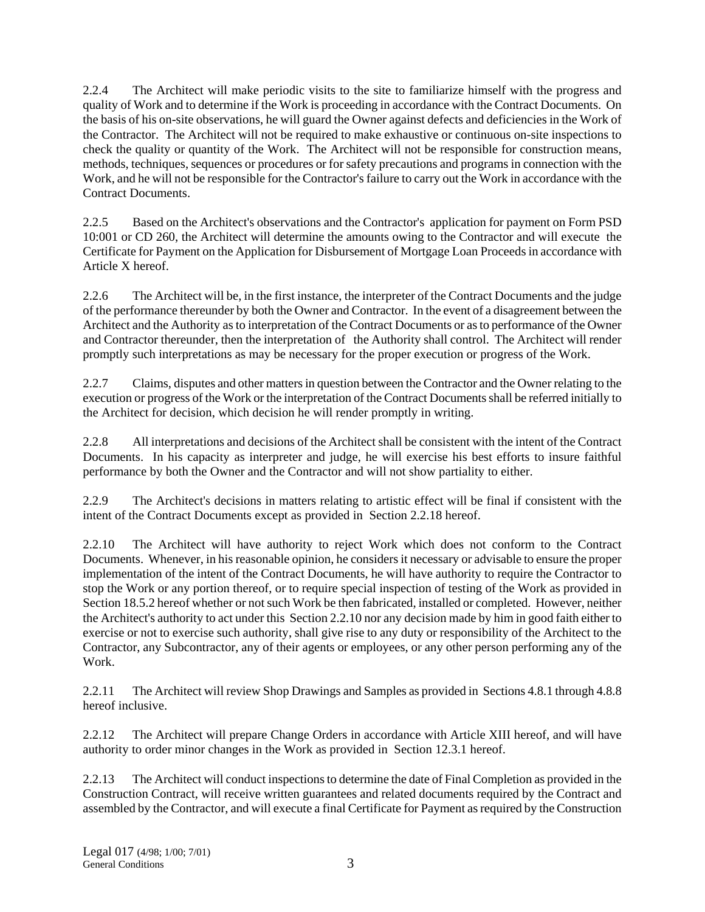2.2.4 The Architect will make periodic visits to the site to familiarize himself with the progress and quality of Work and to determine if the Work is proceeding in accordance with the Contract Documents. On the basis of his on-site observations, he will guard the Owner against defects and deficiencies in the Work of the Contractor. The Architect will not be required to make exhaustive or continuous on-site inspections to check the quality or quantity of the Work. The Architect will not be responsible for construction means, methods, techniques, sequences or procedures or for safety precautions and programs in connection with the Work, and he will not be responsible for the Contractor's failure to carry out the Work in accordance with the Contract Documents.

2.2.5 Based on the Architect's observations and the Contractor's application for payment on Form PSD 10:001 or CD 260, the Architect will determine the amounts owing to the Contractor and will execute the Certificate for Payment on the Application for Disbursement of Mortgage Loan Proceeds in accordance with Article X hereof.

2.2.6 The Architect will be, in the first instance, the interpreter of the Contract Documents and the judge of the performance thereunder by both the Owner and Contractor. In the event of a disagreement between the Architect and the Authority as to interpretation of the Contract Documents or as to performance of the Owner and Contractor thereunder, then the interpretation of the Authority shall control. The Architect will render promptly such interpretations as may be necessary for the proper execution or progress of the Work.

2.2.7 Claims, disputes and other matters in question between the Contractor and the Owner relating to the execution or progress of the Work or the interpretation of the Contract Documents shall be referred initially to the Architect for decision, which decision he will render promptly in writing.

2.2.8 All interpretations and decisions of the Architect shall be consistent with the intent of the Contract Documents. In his capacity as interpreter and judge, he will exercise his best efforts to insure faithful performance by both the Owner and the Contractor and will not show partiality to either.

2.2.9 The Architect's decisions in matters relating to artistic effect will be final if consistent with the intent of the Contract Documents except as provided in Section 2.2.18 hereof.

2.2.10 The Architect will have authority to reject Work which does not conform to the Contract Documents. Whenever, in his reasonable opinion, he considers it necessary or advisable to ensure the proper implementation of the intent of the Contract Documents, he will have authority to require the Contractor to stop the Work or any portion thereof, or to require special inspection of testing of the Work as provided in Section 18.5.2 hereof whether or not such Work be then fabricated, installed or completed. However, neither the Architect's authority to act under this Section 2.2.10 nor any decision made by him in good faith either to exercise or not to exercise such authority, shall give rise to any duty or responsibility of the Architect to the Contractor, any Subcontractor, any of their agents or employees, or any other person performing any of the Work.

2.2.11 The Architect will review Shop Drawings and Samples as provided in Sections 4.8.1 through 4.8.8 hereof inclusive.

2.2.12 The Architect will prepare Change Orders in accordance with Article XIII hereof, and will have authority to order minor changes in the Work as provided in Section 12.3.1 hereof.

2.2.13 The Architect will conduct inspections to determine the date of Final Completion as provided in the Construction Contract, will receive written guarantees and related documents required by the Contract and assembled by the Contractor, and will execute a final Certificate for Payment as required by the Construction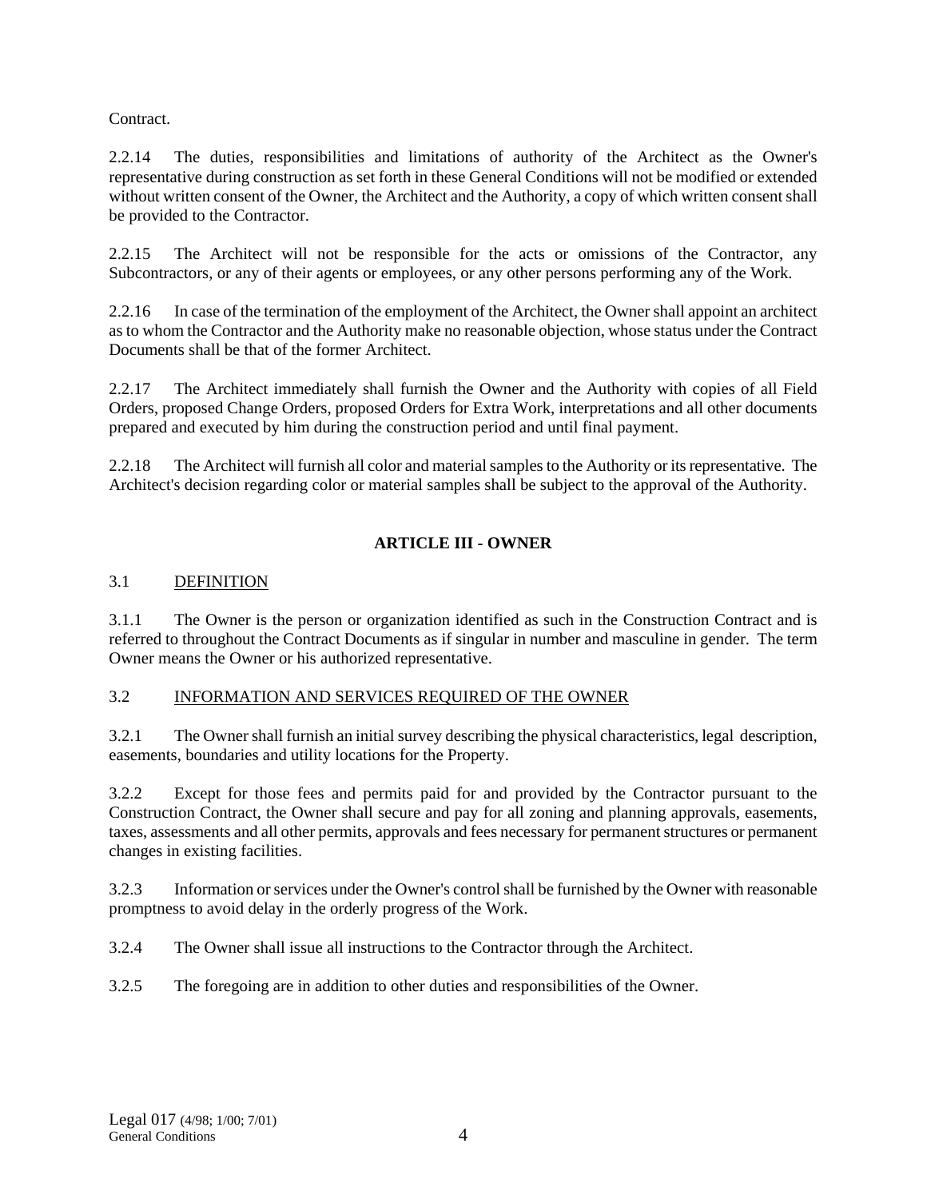Contract.

2.2.14 The duties, responsibilities and limitations of authority of the Architect as the Owner's representative during construction as set forth in these General Conditions will not be modified or extended without written consent of the Owner, the Architect and the Authority, a copy of which written consent shall be provided to the Contractor.

2.2.15 The Architect will not be responsible for the acts or omissions of the Contractor, any Subcontractors, or any of their agents or employees, or any other persons performing any of the Work.

2.2.16 In case of the termination of the employment of the Architect, the Owner shall appoint an architect as to whom the Contractor and the Authority make no reasonable objection, whose status under the Contract Documents shall be that of the former Architect.

2.2.17 The Architect immediately shall furnish the Owner and the Authority with copies of all Field Orders, proposed Change Orders, proposed Orders for Extra Work, interpretations and all other documents prepared and executed by him during the construction period and until final payment.

2.2.18 The Architect will furnish all color and material samples to the Authority or its representative. The Architect's decision regarding color or material samples shall be subject to the approval of the Authority.

## ARTICLE III - OWNER

3.1 <u>DEFINITION</u>

3.1.1 The Owner is the person or organization identified as such in the Construction Contract and is referred to throughout the Contract Documents as if singular in number and masculine in gender. The term Owner means the Owner or his authorized representative.

3.2 <u>INFORMATION AND SERVICES REQUIRED OF THE OWNER</u>

3.2.1 The Owner shall furnish an initial survey describing the physical characteristics, legal description, easements, boundaries and utility locations for the Property.

3.2.2 Except for those fees and permits paid for and provided by the Contractor pursuant to the Construction Contract, the Owner shall secure and pay for all zoning and planning approvals, easements, taxes, assessments and all other permits, approvals and fees necessary for permanent structures or permanent changes in existing facilities.

3.2.3 Information or services under the Owner's control shall be furnished by the Owner with reasonable promptness to avoid delay in the orderly progress of the Work.

3.2.4 The Owner shall issue all instructions to the Contractor through the Architect.

3.2.5 The foregoing are in addition to other duties and responsibilities of the Owner.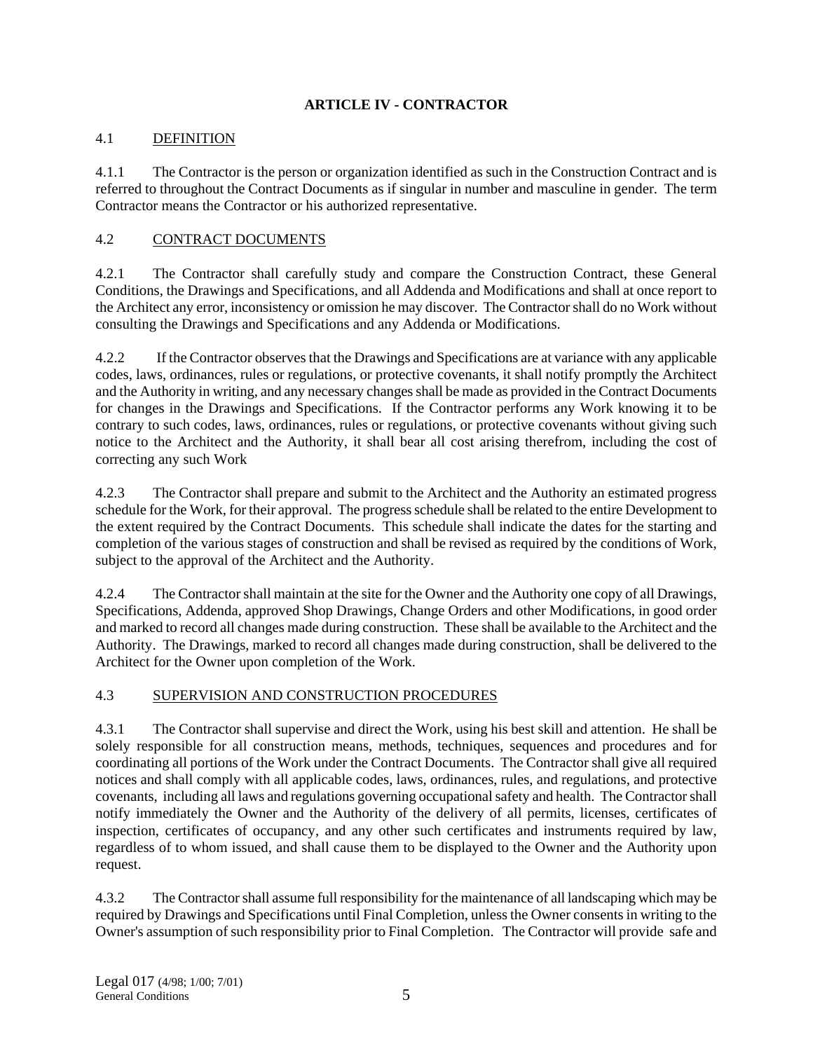## ARTICLE IV - CONTRACTOR

### 4.1 DEFINITION

4.1.1 The Contractor is the person or organization identified as such in the Construction Contract and is referred to throughout the Contract Documents as if singular in number and masculine in gender. The term Contractor means the Contractor or his authorized representative.

### 4.2 CONTRACT DOCUMENTS

4.2.1 The Contractor shall carefully study and compare the Construction Contract, these General Conditions, the Drawings and Specifications, and all Addenda and Modifications and shall at once report to the Architect any error, inconsistency or omission he may discover. The Contractor shall do no Work without consulting the Drawings and Specifications and any Addenda or Modifications.

4.2.2 If the Contractor observes that the Drawings and Specifications are at variance with any applicable codes, laws, ordinances, rules or regulations, or protective covenants, it shall notify promptly the Architect and the Authority in writing, and any necessary changes shall be made as provided in the Contract Documents for changes in the Drawings and Specifications. If the Contractor performs any Work knowing it to be contrary to such codes, laws, ordinances, rules or regulations, or protective covenants without giving such notice to the Architect and the Authority, it shall bear all cost arising therefrom, including the cost of correcting any such Work

4.2.3 The Contractor shall prepare and submit to the Architect and the Authority an estimated progress schedule for the Work, for their approval. The progress schedule shall be related to the entire Development to the extent required by the Contract Documents. This schedule shall indicate the dates for the starting and completion of the various stages of construction and shall be revised as required by the conditions of Work, subject to the approval of the Architect and the Authority.

4.2.4 The Contractor shall maintain at the site for the Owner and the Authority one copy of all Drawings, Specifications, Addenda, approved Shop Drawings, Change Orders and other Modifications, in good order and marked to record all changes made during construction. These shall be available to the Architect and the Authority. The Drawings, marked to record all changes made during construction, shall be delivered to the Architect for the Owner upon completion of the Work.

### 4.3 SUPERVISION AND CONSTRUCTION PROCEDURES

4.3.1 The Contractor shall supervise and direct the Work, using his best skill and attention. He shall be solely responsible for all construction means, methods, techniques, sequences and procedures and for coordinating all portions of the Work under the Contract Documents. The Contractor shall give all required notices and shall comply with all applicable codes, laws, ordinances, rules, and regulations, and protective covenants, including all laws and regulations governing occupational safety and health. The Contractor shall notify immediately the Owner and the Authority of the delivery of all permits, licenses, certificates of inspection, certificates of occupancy, and any other such certificates and instruments required by law, regardless of to whom issued, and shall cause them to be displayed to the Owner and the Authority upon request.

4.3.2 The Contractor shall assume full responsibility for the maintenance of all landscaping which may be required by Drawings and Specifications until Final Completion, unless the Owner consents in writing to the Owner's assumption of such responsibility prior to Final Completion. The Contractor will provide safe and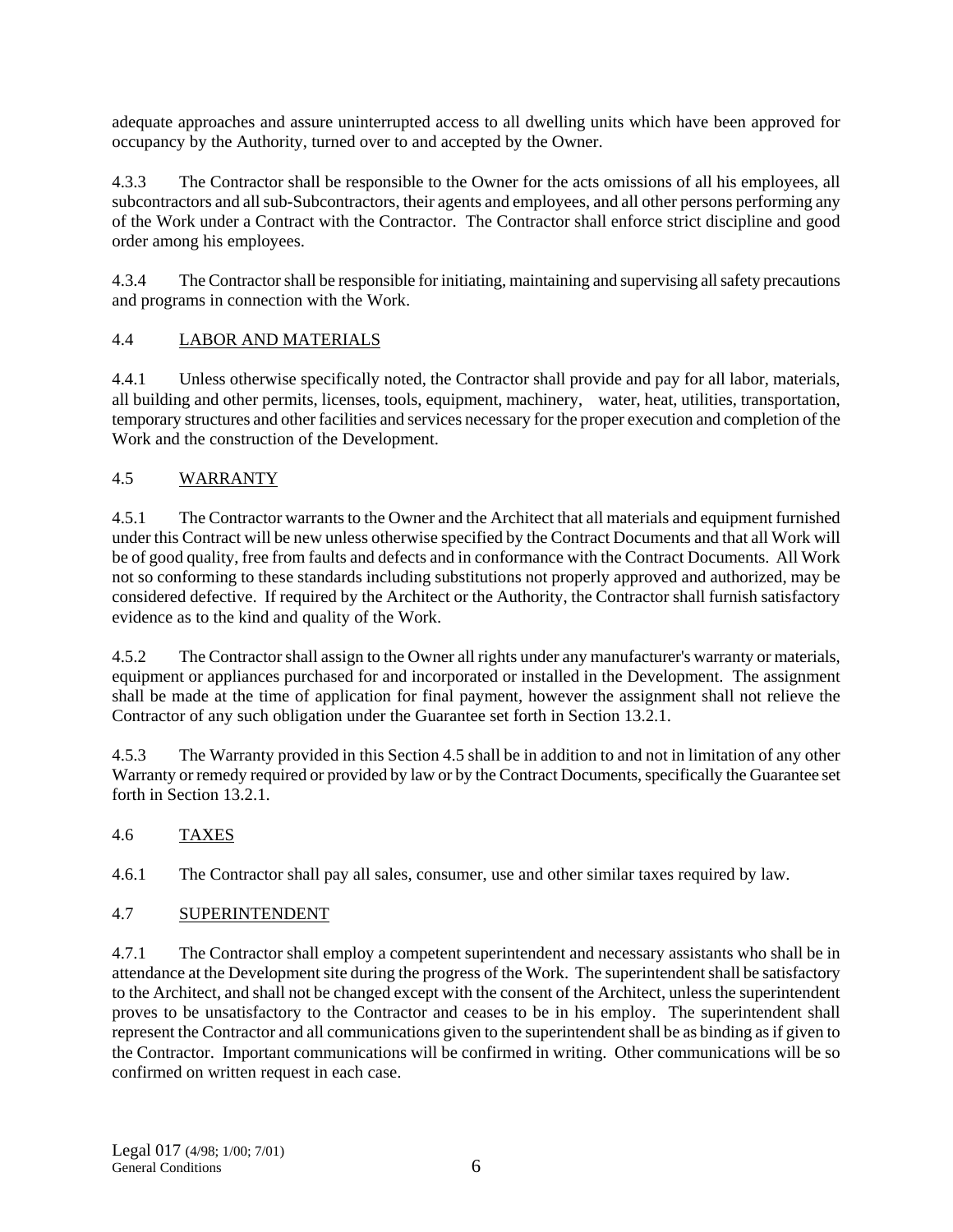adequate approaches and assure uninterrupted access to all dwelling units which have been approved for occupancy by the Authority, turned over to and accepted by the Owner.

4.3.3 The Contractor shall be responsible to the Owner for the acts omissions of all his employees, all subcontractors and all sub-Subcontractors, their agents and employees, and all other persons performing any of the Work under a Contract with the Contractor. The Contractor shall enforce strict discipline and good order among his employees.

4.3.4 The Contractor shall be responsible for initiating, maintaining and supervising all safety precautions and programs in connection with the Work.

4.4 <u>LABOR AND MATERIALS</u>

4.4.1 Unless otherwise specifically noted, the Contractor shall provide and pay for all labor, materials, all building and other permits, licenses, tools, equipment, machinery, water, heat, utilities, transportation, temporary structures and other facilities and services necessary for the proper execution and completion of the Work and the construction of the Development.

4.5 <u>WARRANTY</u>

4.5.1 The Contractor warrants to the Owner and the Architect that all materials and equipment furnished under this Contract will be new unless otherwise specified by the Contract Documents and that all Work will be of good quality, free from faults and defects and in conformance with the Contract Documents. All Work not so conforming to these standards including substitutions not properly approved and authorized, may be considered defective. If required by the Architect or the Authority, the Contractor shall furnish satisfactory evidence as to the kind and quality of the Work.

4.5.2 The Contractor shall assign to the Owner all rights under any manufacturer's warranty or materials, equipment or appliances purchased for and incorporated or installed in the Development. The assignment shall be made at the time of application for final payment, however the assignment shall not relieve the Contractor of any such obligation under the Guarantee set forth in Section 13.2.1.

4.5.3 The Warranty provided in this Section 4.5 shall be in addition to and not in limitation of any other Warranty or remedy required or provided by law or by the Contract Documents, specifically the Guarantee set forth in Section 13.2.1.

4.6 <u>TAXES</u>

4.6.1 The Contractor shall pay all sales, consumer, use and other similar taxes required by law.

4.7 <u>SUPERINTENDENT</u>

4.7.1 The Contractor shall employ a competent superintendent and necessary assistants who shall be in attendance at the Development site during the progress of the Work. The superintendent shall be satisfactory to the Architect, and shall not be changed except with the consent of the Architect, unless the superintendent proves to be unsatisfactory to the Contractor and ceases to be in his employ. The superintendent shall represent the Contractor and all communications given to the superintendent shall be as binding as if given to the Contractor. Important communications will be confirmed in writing. Other communications will be so confirmed on written request in each case.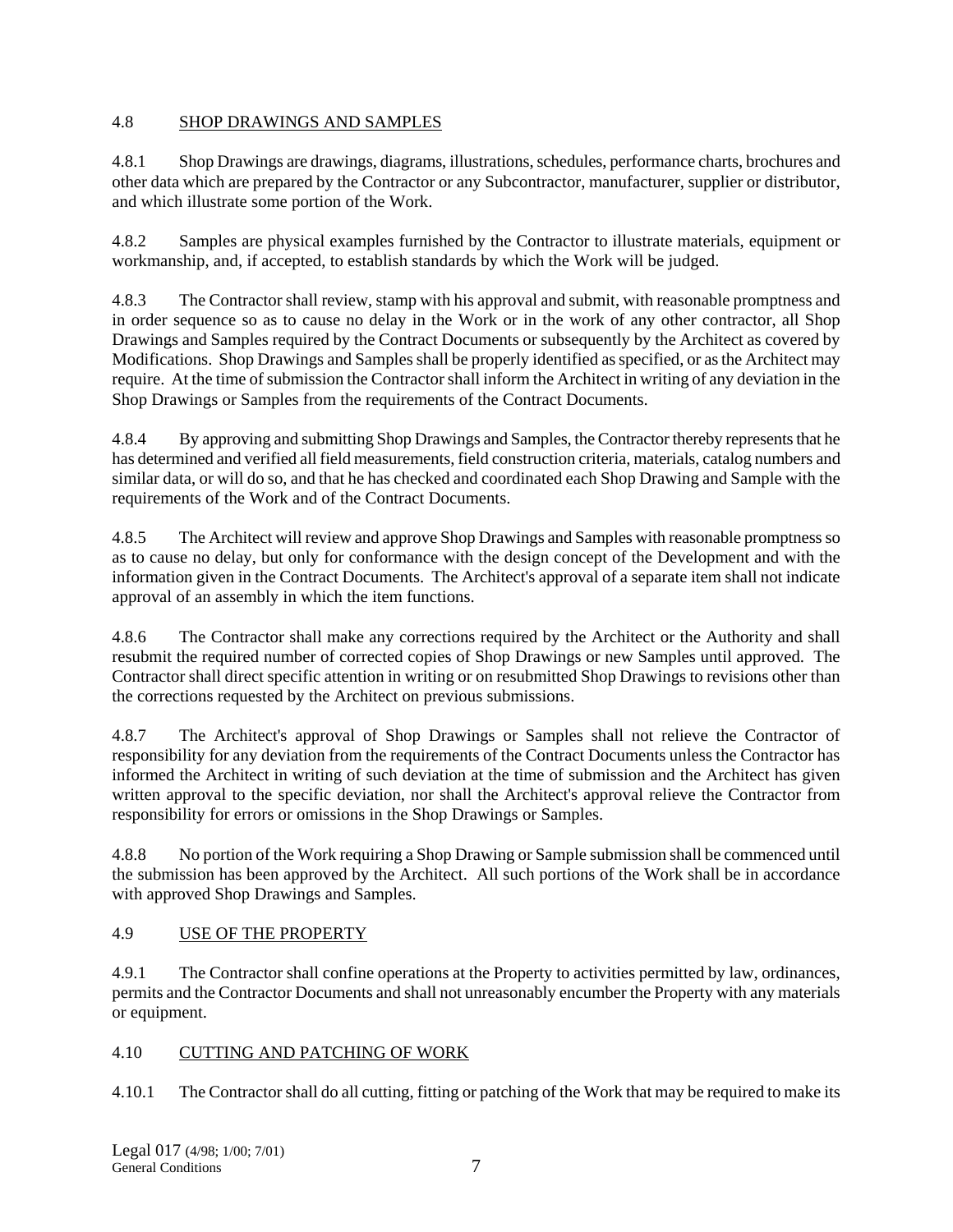## 4.8 SHOP DRAWINGS AND SAMPLES

4.8.1 Shop Drawings are drawings, diagrams, illustrations, schedules, performance charts, brochures and other data which are prepared by the Contractor or any Subcontractor, manufacturer, supplier or distributor, and which illustrate some portion of the Work.

4.8.2 Samples are physical examples furnished by the Contractor to illustrate materials, equipment or workmanship, and, if accepted, to establish standards by which the Work will be judged.

4.8.3 The Contractor shall review, stamp with his approval and submit, with reasonable promptness and in order sequence so as to cause no delay in the Work or in the work of any other contractor, all Shop Drawings and Samples required by the Contract Documents or subsequently by the Architect as covered by Modifications. Shop Drawings and Samples shall be properly identified as specified, or as the Architect may require. At the time of submission the Contractor shall inform the Architect in writing of any deviation in the Shop Drawings or Samples from the requirements of the Contract Documents.

4.8.4 By approving and submitting Shop Drawings and Samples, the Contractor thereby represents that he has determined and verified all field measurements, field construction criteria, materials, catalog numbers and similar data, or will do so, and that he has checked and coordinated each Shop Drawing and Sample with the requirements of the Work and of the Contract Documents.

4.8.5 The Architect will review and approve Shop Drawings and Samples with reasonable promptness so as to cause no delay, but only for conformance with the design concept of the Development and with the information given in the Contract Documents. The Architect's approval of a separate item shall not indicate approval of an assembly in which the item functions.

4.8.6 The Contractor shall make any corrections required by the Architect or the Authority and shall resubmit the required number of corrected copies of Shop Drawings or new Samples until approved. The Contractor shall direct specific attention in writing or on resubmitted Shop Drawings to revisions other than the corrections requested by the Architect on previous submissions.

4.8.7 The Architect's approval of Shop Drawings or Samples shall not relieve the Contractor of responsibility for any deviation from the requirements of the Contract Documents unless the Contractor has informed the Architect in writing of such deviation at the time of submission and the Architect has given written approval to the specific deviation, nor shall the Architect's approval relieve the Contractor from responsibility for errors or omissions in the Shop Drawings or Samples.

4.8.8 No portion of the Work requiring a Shop Drawing or Sample submission shall be commenced until the submission has been approved by the Architect. All such portions of the Work shall be in accordance with approved Shop Drawings and Samples.

## 4.9 USE OF THE PROPERTY

4.9.1 The Contractor shall confine operations at the Property to activities permitted by law, ordinances, permits and the Contractor Documents and shall not unreasonably encumber the Property with any materials or equipment.

## 4.10 CUTTING AND PATCHING OF WORK

4.10.1 The Contractor shall do all cutting, fitting or patching of the Work that may be required to make its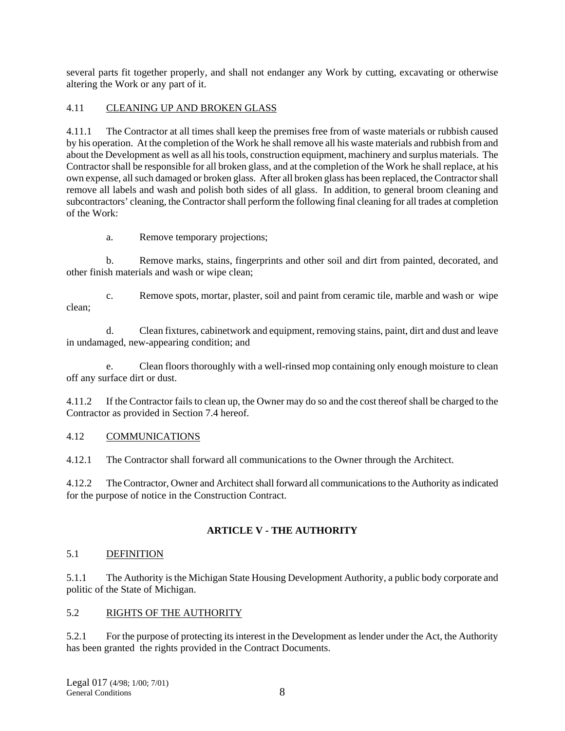several parts fit together properly, and shall not endanger any Work by cutting, excavating or otherwise altering the Work or any part of it.

4.11 CLEANING UP AND BROKEN GLASS

4.11.1 The Contractor at all times shall keep the premises free from of waste materials or rubbish caused by his operation. At the completion of the Work he shall remove all his waste materials and rubbish from and about the Development as well as all his tools, construction equipment, machinery and surplus materials. The Contractor shall be responsible for all broken glass, and at the completion of the Work he shall replace, at his own expense, all such damaged or broken glass. After all broken glass has been replaced, the Contractor shall remove all labels and wash and polish both sides of all glass. In addition, to general broom cleaning and subcontractors' cleaning, the Contractor shall perform the following final cleaning for all trades at completion of the Work:

a. Remove temporary projections;

b. Remove marks, stains, fingerprints and other soil and dirt from painted, decorated, and other finish materials and wash or wipe clean;

c. Remove spots, mortar, plaster, soil and paint from ceramic tile, marble and wash or wipe clean;

d. Clean fixtures, cabinetwork and equipment, removing stains, paint, dirt and dust and leave in undamaged, new-appearing condition; and

e. Clean floors thoroughly with a well-rinsed mop containing only enough moisture to clean off any surface dirt or dust.

4.11.2 If the Contractor fails to clean up, the Owner may do so and the cost thereof shall be charged to the Contractor as provided in Section 7.4 hereof.

4.12 COMMUNICATIONS

4.12.1 The Contractor shall forward all communications to the Owner through the Architect.

4.12.2 The Contractor, Owner and Architect shall forward all communications to the Authority as indicated for the purpose of notice in the Construction Contract.

## ARTICLE V - THE AUTHORITY

5.1 DEFINITION

5.1.1 The Authority is the Michigan State Housing Development Authority, a public body corporate and politic of the State of Michigan.

5.2 RIGHTS OF THE AUTHORITY

5.2.1 For the purpose of protecting its interest in the Development as lender under the Act, the Authority has been granted the rights provided in the Contract Documents.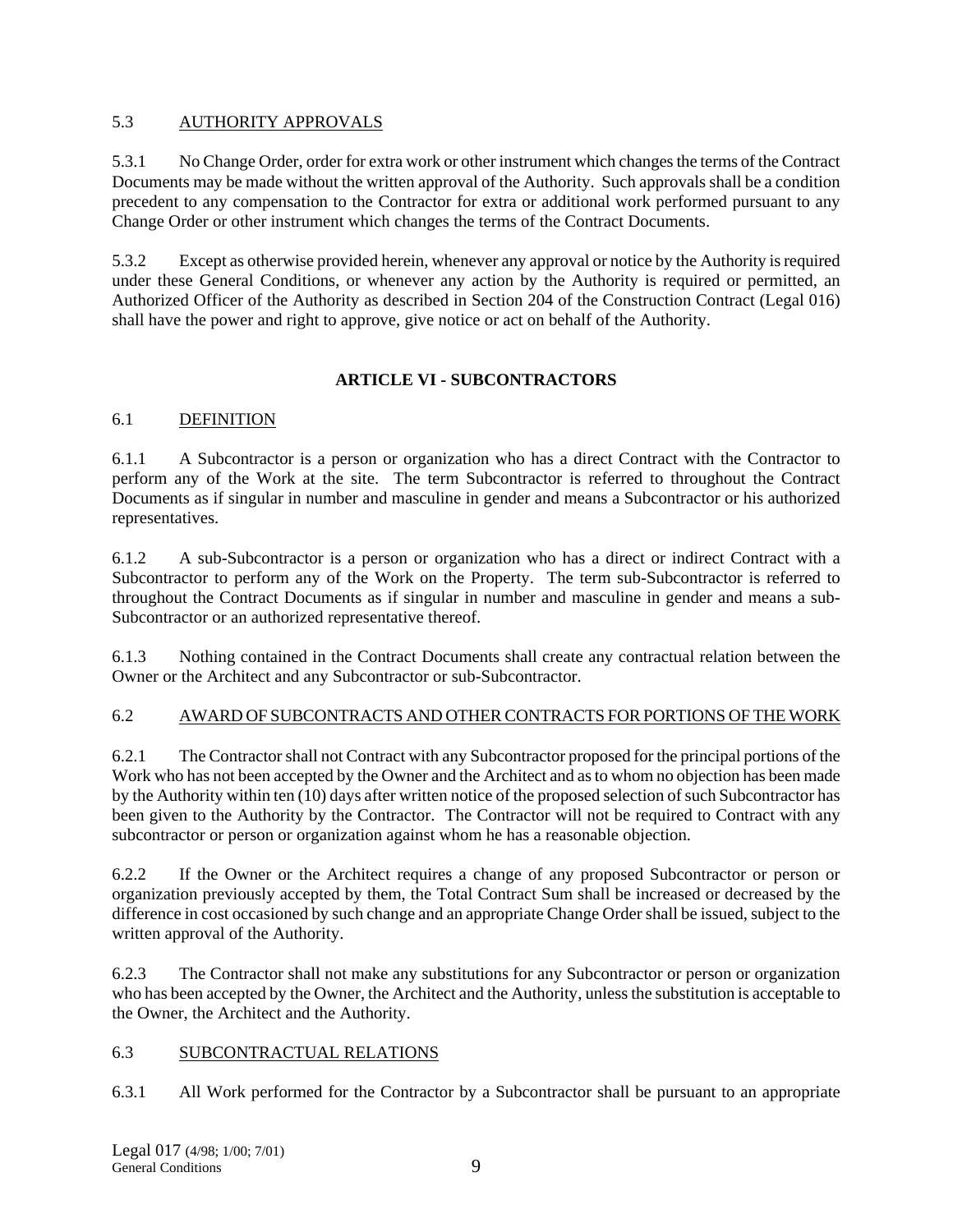## 5.3 AUTHORITY APPROVALS

5.3.1 No Change Order, order for extra work or other instrument which changes the terms of the Contract Documents may be made without the written approval of the Authority. Such approvals shall be a condition precedent to any compensation to the Contractor for extra or additional work performed pursuant to any Change Order or other instrument which changes the terms of the Contract Documents.

5.3.2 Except as otherwise provided herein, whenever any approval or notice by the Authority is required under these General Conditions, or whenever any action by the Authority is required or permitted, an Authorized Officer of the Authority as described in Section 204 of the Construction Contract (Legal 016) shall have the power and right to approve, give notice or act on behalf of the Authority.

# ARTICLE VI - SUBCONTRACTORS

## 6.1 DEFINITION

6.1.1 A Subcontractor is a person or organization who has a direct Contract with the Contractor to perform any of the Work at the site. The term Subcontractor is referred to throughout the Contract Documents as if singular in number and masculine in gender and means a Subcontractor or his authorized representatives.

6.1.2 A sub-Subcontractor is a person or organization who has a direct or indirect Contract with a Subcontractor to perform any of the Work on the Property. The term sub-Subcontractor is referred to throughout the Contract Documents as if singular in number and masculine in gender and means a sub-Subcontractor or an authorized representative thereof.

6.1.3 Nothing contained in the Contract Documents shall create any contractual relation between the Owner or the Architect and any Subcontractor or sub-Subcontractor.

## 6.2 AWARD OF SUBCONTRACTS AND OTHER CONTRACTS FOR PORTIONS OF THE WORK

6.2.1 The Contractor shall not Contract with any Subcontractor proposed for the principal portions of the Work who has not been accepted by the Owner and the Architect and as to whom no objection has been made by the Authority within ten (10) days after written notice of the proposed selection of such Subcontractor has been given to the Authority by the Contractor. The Contractor will not be required to Contract with any subcontractor or person or organization against whom he has a reasonable objection.

6.2.2 If the Owner or the Architect requires a change of any proposed Subcontractor or person or organization previously accepted by them, the Total Contract Sum shall be increased or decreased by the difference in cost occasioned by such change and an appropriate Change Order shall be issued, subject to the written approval of the Authority.

6.2.3 The Contractor shall not make any substitutions for any Subcontractor or person or organization who has been accepted by the Owner, the Architect and the Authority, unless the substitution is acceptable to the Owner, the Architect and the Authority.

## 6.3 SUBCONTRACTUAL RELATIONS

6.3.1 All Work performed for the Contractor by a Subcontractor shall be pursuant to an appropriate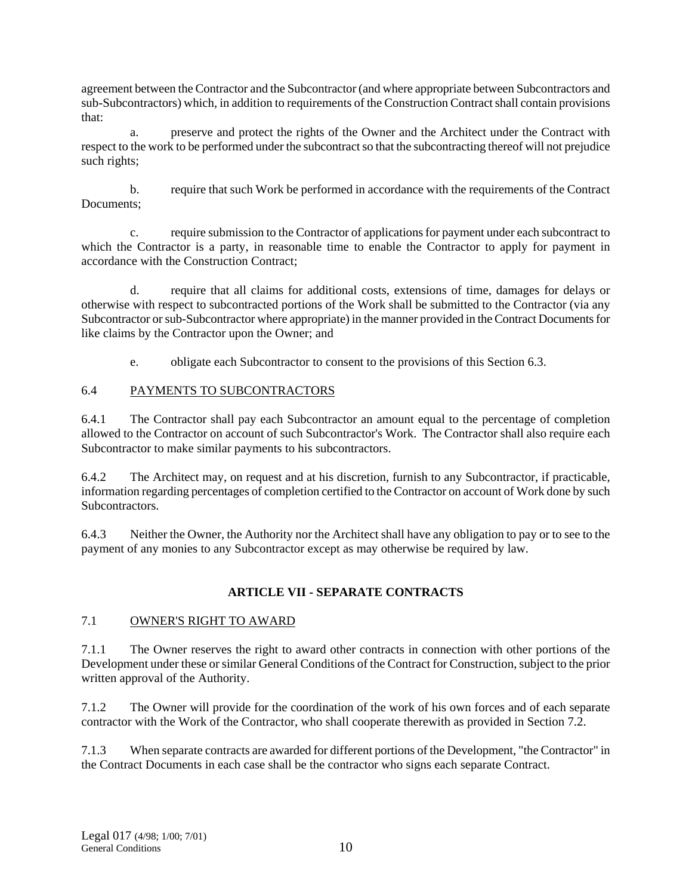agreement between the Contractor and the Subcontractor (and where appropriate between Subcontractors and sub-Subcontractors) which, in addition to requirements of the Construction Contract shall contain provisions that:

a. preserve and protect the rights of the Owner and the Architect under the Contract with respect to the work to be performed under the subcontract so that the subcontracting thereof will not prejudice such rights;

b. require that such Work be performed in accordance with the requirements of the Contract Documents;

c. require submission to the Contractor of applications for payment under each subcontract to which the Contractor is a party, in reasonable time to enable the Contractor to apply for payment in accordance with the Construction Contract;

d. require that all claims for additional costs, extensions of time, damages for delays or otherwise with respect to subcontracted portions of the Work shall be submitted to the Contractor (via any Subcontractor or sub-Subcontractor where appropriate) in the manner provided in the Contract Documents for like claims by the Contractor upon the Owner; and

e. obligate each Subcontractor to consent to the provisions of this Section 6.3.

6.4 PAYMENTS TO SUBCONTRACTORS

6.4.1 The Contractor shall pay each Subcontractor an amount equal to the percentage of completion allowed to the Contractor on account of such Subcontractor's Work. The Contractor shall also require each Subcontractor to make similar payments to his subcontractors.

6.4.2 The Architect may, on request and at his discretion, furnish to any Subcontractor, if practicable, information regarding percentages of completion certified to the Contractor on account of Work done by such Subcontractors.

6.4.3 Neither the Owner, the Authority nor the Architect shall have any obligation to pay or to see to the payment of any monies to any Subcontractor except as may otherwise be required by law.

## ARTICLE VII - SEPARATE CONTRACTS

7.1 OWNER'S RIGHT TO AWARD

7.1.1 The Owner reserves the right to award other contracts in connection with other portions of the Development under these or similar General Conditions of the Contract for Construction, subject to the prior written approval of the Authority.

7.1.2 The Owner will provide for the coordination of the work of his own forces and of each separate contractor with the Work of the Contractor, who shall cooperate therewith as provided in Section 7.2.

7.1.3 When separate contracts are awarded for different portions of the Development, "the Contractor" in the Contract Documents in each case shall be the contractor who signs each separate Contract.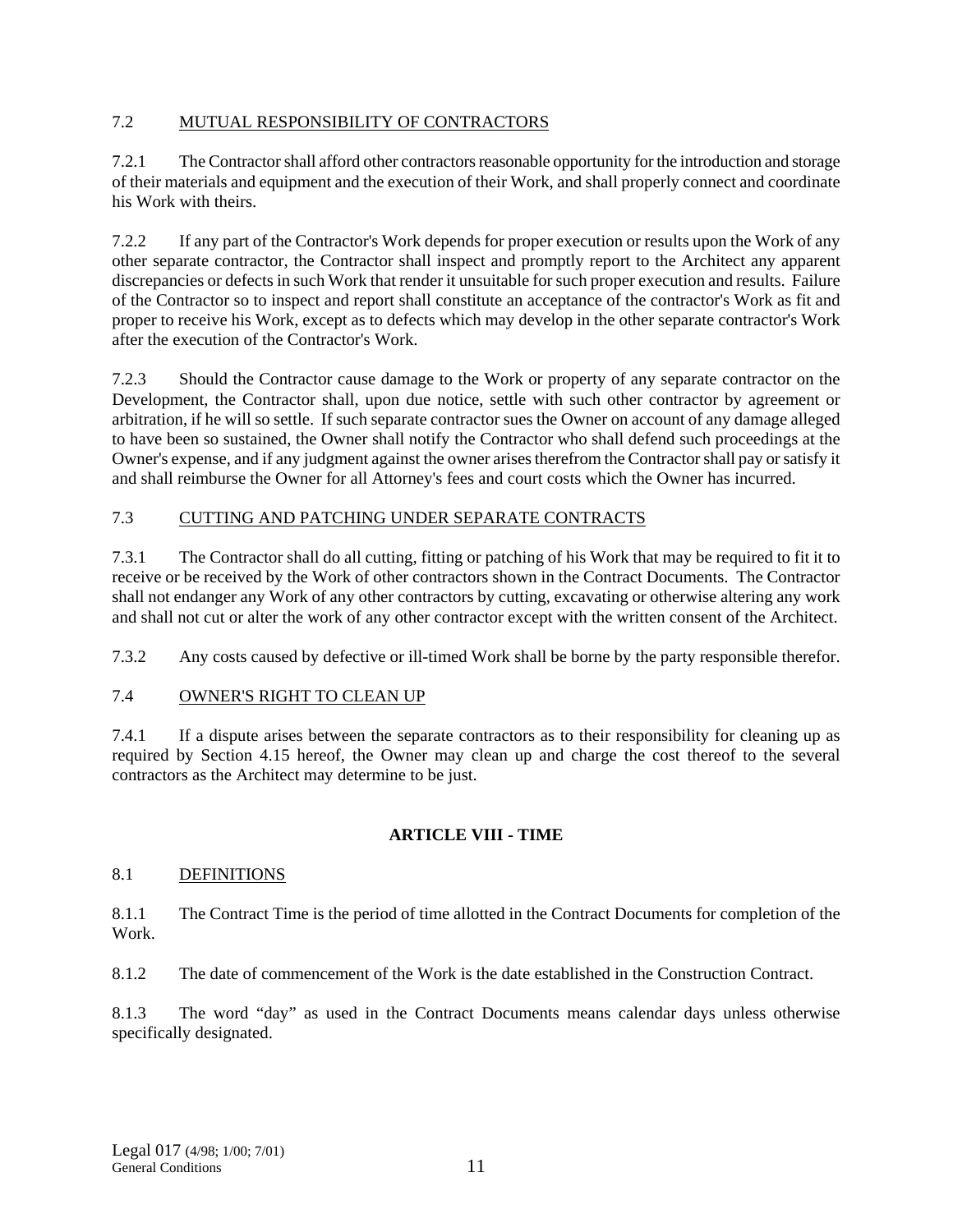### 7.2 MUTUAL RESPONSIBILITY OF CONTRACTORS

7.2.1 The Contractor shall afford other contractors reasonable opportunity for the introduction and storage of their materials and equipment and the execution of their Work, and shall properly connect and coordinate his Work with theirs.

7.2.2 If any part of the Contractor's Work depends for proper execution or results upon the Work of any other separate contractor, the Contractor shall inspect and promptly report to the Architect any apparent discrepancies or defects in such Work that render it unsuitable for such proper execution and results. Failure of the Contractor so to inspect and report shall constitute an acceptance of the contractor's Work as fit and proper to receive his Work, except as to defects which may develop in the other separate contractor's Work after the execution of the Contractor's Work.

7.2.3 Should the Contractor cause damage to the Work or property of any separate contractor on the Development, the Contractor shall, upon due notice, settle with such other contractor by agreement or arbitration, if he will so settle. If such separate contractor sues the Owner on account of any damage alleged to have been so sustained, the Owner shall notify the Contractor who shall defend such proceedings at the Owner's expense, and if any judgment against the owner arises therefrom the Contractor shall pay or satisfy it and shall reimburse the Owner for all Attorney's fees and court costs which the Owner has incurred.

### 7.3 CUTTING AND PATCHING UNDER SEPARATE CONTRACTS

7.3.1 The Contractor shall do all cutting, fitting or patching of his Work that may be required to fit it to receive or be received by the Work of other contractors shown in the Contract Documents. The Contractor shall not endanger any Work of any other contractors by cutting, excavating or otherwise altering any work and shall not cut or alter the work of any other contractor except with the written consent of the Architect.

7.3.2 Any costs caused by defective or ill-timed Work shall be borne by the party responsible therefor.

### 7.4 OWNER'S RIGHT TO CLEAN UP

7.4.1 If a dispute arises between the separate contractors as to their responsibility for cleaning up as required by Section 4.15 hereof, the Owner may clean up and charge the cost thereof to the several contractors as the Architect may determine to be just.

## ARTICLE VIII - TIME

### 8.1 DEFINITIONS

8.1.1 The Contract Time is the period of time allotted in the Contract Documents for completion of the Work.

8.1.2 The date of commencement of the Work is the date established in the Construction Contract.

8.1.3 The word "day" as used in the Contract Documents means calendar days unless otherwise specifically designated.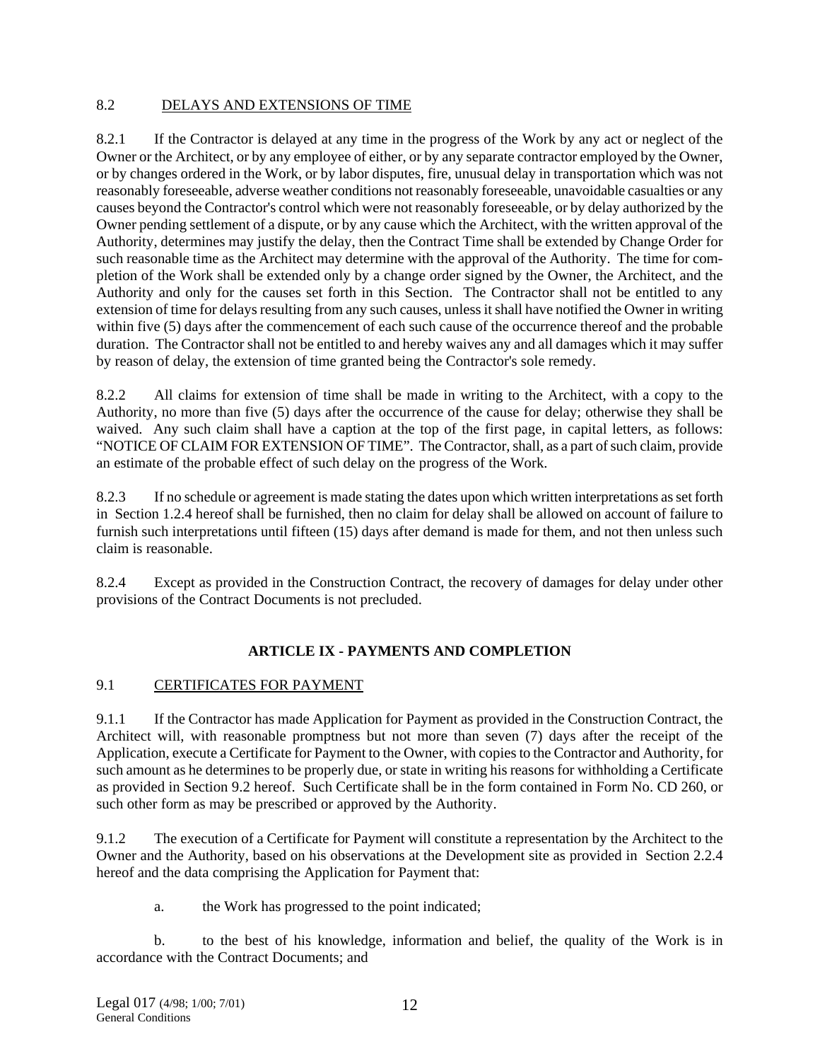## 8.2 DELAYS AND EXTENSIONS OF TIME

8.2.1 If the Contractor is delayed at any time in the progress of the Work by any act or neglect of the Owner or the Architect, or by any employee of either, or by any separate contractor employed by the Owner, or by changes ordered in the Work, or by labor disputes, fire, unusual delay in transportation which was not reasonably foreseeable, adverse weather conditions not reasonably foreseeable, unavoidable casualties or any causes beyond the Contractor's control which were not reasonably foreseeable, or by delay authorized by the Owner pending settlement of a dispute, or by any cause which the Architect, with the written approval of the Authority, determines may justify the delay, then the Contract Time shall be extended by Change Order for such reasonable time as the Architect may determine with the approval of the Authority. The time for completion of the Work shall be extended only by a change order signed by the Owner, the Architect, and the Authority and only for the causes set forth in this Section. The Contractor shall not be entitled to any extension of time for delays resulting from any such causes, unless it shall have notified the Owner in writing within five (5) days after the commencement of each such cause of the occurrence thereof and the probable duration. The Contractor shall not be entitled to and hereby waives any and all damages which it may suffer by reason of delay, the extension of time granted being the Contractor's sole remedy.

8.2.2 All claims for extension of time shall be made in writing to the Architect, with a copy to the Authority, no more than five (5) days after the occurrence of the cause for delay; otherwise they shall be waived. Any such claim shall have a caption at the top of the first page, in capital letters, as follows: "NOTICE OF CLAIM FOR EXTENSION OF TIME". The Contractor, shall, as a part of such claim, provide an estimate of the probable effect of such delay on the progress of the Work.

8.2.3 If no schedule or agreement is made stating the dates upon which written interpretations as set forth in Section 1.2.4 hereof shall be furnished, then no claim for delay shall be allowed on account of failure to furnish such interpretations until fifteen (15) days after demand is made for them, and not then unless such claim is reasonable.

8.2.4 Except as provided in the Construction Contract, the recovery of damages for delay under other provisions of the Contract Documents is not precluded.

# ARTICLE IX - PAYMENTS AND COMPLETION

## 9.1 CERTIFICATES FOR PAYMENT

9.1.1 If the Contractor has made Application for Payment as provided in the Construction Contract, the Architect will, with reasonable promptness but not more than seven (7) days after the receipt of the Application, execute a Certificate for Payment to the Owner, with copies to the Contractor and Authority, for such amount as he determines to be properly due, or state in writing his reasons for withholding a Certificate as provided in Section 9.2 hereof. Such Certificate shall be in the form contained in Form No. CD 260, or such other form as may be prescribed or approved by the Authority.

9.1.2 The execution of a Certificate for Payment will constitute a representation by the Architect to the Owner and the Authority, based on his observations at the Development site as provided in Section 2.2.4 hereof and the data comprising the Application for Payment that:

a. the Work has progressed to the point indicated;

b. to the best of his knowledge, information and belief, the quality of the Work is in accordance with the Contract Documents; and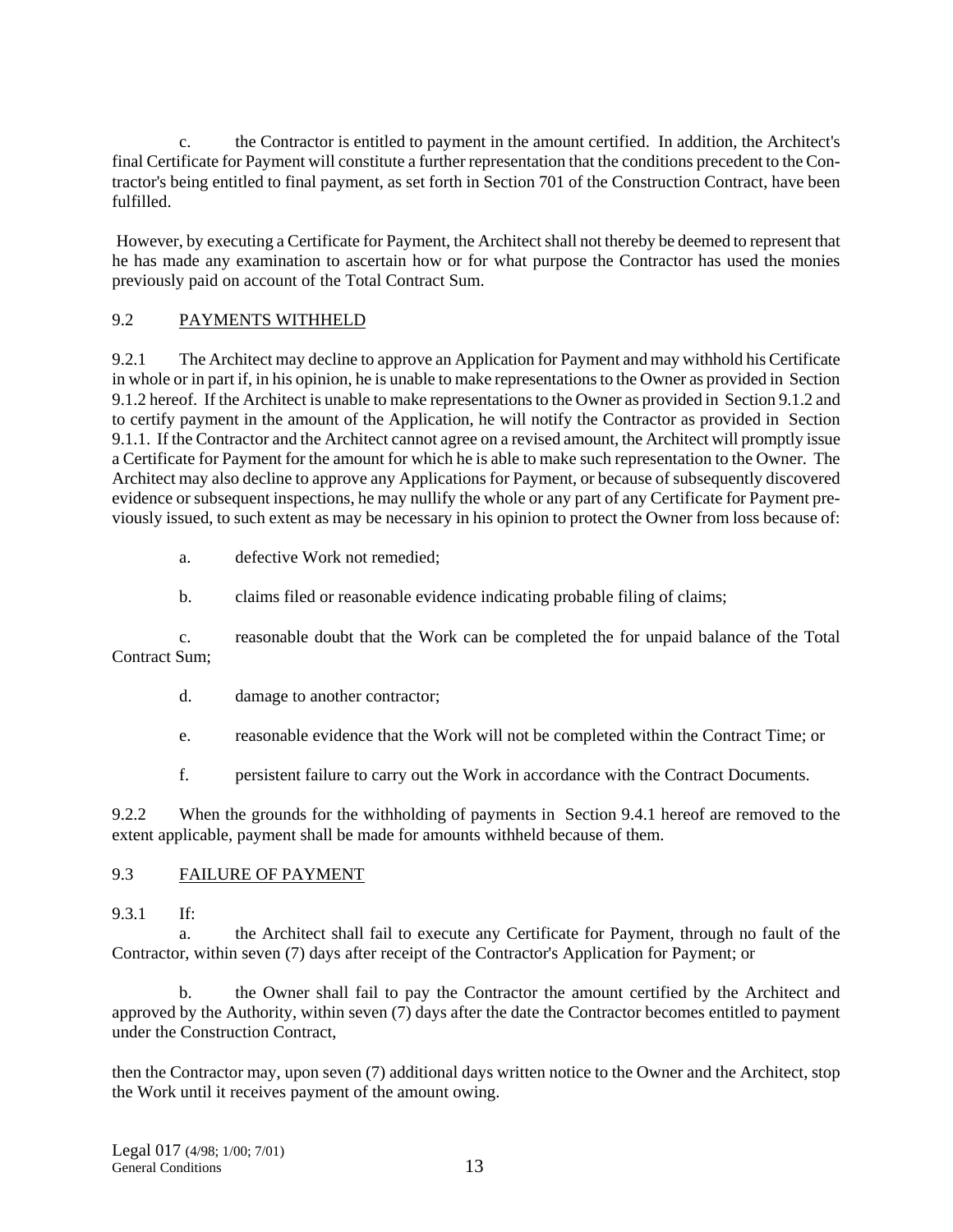c. the Contractor is entitled to payment in the amount certified. In addition, the Architect's final Certificate for Payment will constitute a further representation that the conditions precedent to the Contractor's being entitled to final payment, as set forth in Section 701 of the Construction Contract, have been fulfilled.

However, by executing a Certificate for Payment, the Architect shall not thereby be deemed to represent that he has made any examination to ascertain how or for what purpose the Contractor has used the monies previously paid on account of the Total Contract Sum.

## 9.2 PAYMENTS WITHHELD

9.2.1 The Architect may decline to approve an Application for Payment and may withhold his Certificate in whole or in part if, in his opinion, he is unable to make representations to the Owner as provided in Section 9.1.2 hereof. If the Architect is unable to make representations to the Owner as provided in Section 9.1.2 and to certify payment in the amount of the Application, he will notify the Contractor as provided in Section 9.1.1. If the Contractor and the Architect cannot agree on a revised amount, the Architect will promptly issue a Certificate for Payment for the amount for which he is able to make such representation to the Owner. The Architect may also decline to approve any Applications for Payment, or because of subsequently discovered evidence or subsequent inspections, he may nullify the whole or any part of any Certificate for Payment previously issued, to such extent as may be necessary in his opinion to protect the Owner from loss because of:

a. defective Work not remedied;

b. claims filed or reasonable evidence indicating probable filing of claims;

c. reasonable doubt that the Work can be completed the for unpaid balance of the Total Contract Sum;

d. damage to another contractor;

e. reasonable evidence that the Work will not be completed within the Contract Time; or

f. persistent failure to carry out the Work in accordance with the Contract Documents.

9.2.2 When the grounds for the withholding of payments in Section 9.4.1 hereof are removed to the extent applicable, payment shall be made for amounts withheld because of them.

## 9.3 FAILURE OF PAYMENT

9.3.1 If:

a. the Architect shall fail to execute any Certificate for Payment, through no fault of the Contractor, within seven (7) days after receipt of the Contractor's Application for Payment; or

b. the Owner shall fail to pay the Contractor the amount certified by the Architect and approved by the Authority, within seven (7) days after the date the Contractor becomes entitled to payment under the Construction Contract,

then the Contractor may, upon seven (7) additional days written notice to the Owner and the Architect, stop the Work until it receives payment of the amount owing.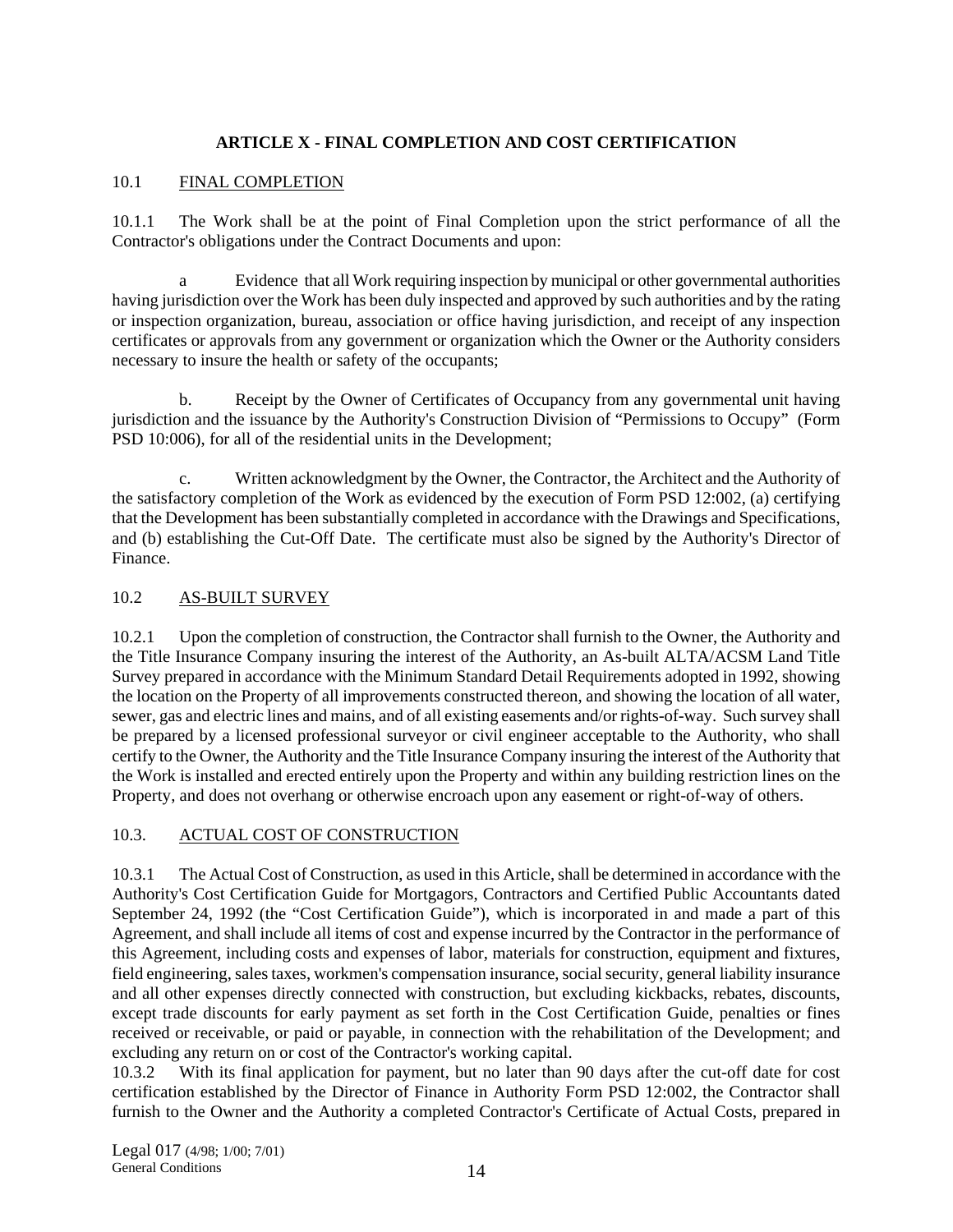## ARTICLE X - FINAL COMPLETION AND COST CERTIFICATION

10.1 FINAL COMPLETION

10.1.1 The Work shall be at the point of Final Completion upon the strict performance of all the Contractor's obligations under the Contract Documents and upon:

a Evidence that all Work requiring inspection by municipal or other governmental authorities having jurisdiction over the Work has been duly inspected and approved by such authorities and by the rating or inspection organization, bureau, association or office having jurisdiction, and receipt of any inspection certificates or approvals from any government or organization which the Owner or the Authority considers necessary to insure the health or safety of the occupants;

b. Receipt by the Owner of Certificates of Occupancy from any governmental unit having jurisdiction and the issuance by the Authority's Construction Division of "Permissions to Occupy" (Form PSD 10:006), for all of the residential units in the Development;

c. Written acknowledgment by the Owner, the Contractor, the Architect and the Authority of the satisfactory completion of the Work as evidenced by the execution of Form PSD 12:002, (a) certifying that the Development has been substantially completed in accordance with the Drawings and Specifications, and (b) establishing the Cut-Off Date. The certificate must also be signed by the Authority's Director of Finance.

10.2 AS-BUILT SURVEY

10.2.1 Upon the completion of construction, the Contractor shall furnish to the Owner, the Authority and the Title Insurance Company insuring the interest of the Authority, an As-built ALTA/ACSM Land Title Survey prepared in accordance with the Minimum Standard Detail Requirements adopted in 1992, showing the location on the Property of all improvements constructed thereon, and showing the location of all water, sewer, gas and electric lines and mains, and of all existing easements and/or rights-of-way. Such survey shall be prepared by a licensed professional surveyor or civil engineer acceptable to the Authority, who shall certify to the Owner, the Authority and the Title Insurance Company insuring the interest of the Authority that the Work is installed and erected entirely upon the Property and within any building restriction lines on the Property, and does not overhang or otherwise encroach upon any easement or right-of-way of others.

10.3. ACTUAL COST OF CONSTRUCTION

10.3.1 The Actual Cost of Construction, as used in this Article, shall be determined in accordance with the Authority's Cost Certification Guide for Mortgagors, Contractors and Certified Public Accountants dated September 24, 1992 (the "Cost Certification Guide"), which is incorporated in and made a part of this Agreement, and shall include all items of cost and expense incurred by the Contractor in the performance of this Agreement, including costs and expenses of labor, materials for construction, equipment and fixtures, field engineering, sales taxes, workmen's compensation insurance, social security, general liability insurance and all other expenses directly connected with construction, but excluding kickbacks, rebates, discounts, except trade discounts for early payment as set forth in the Cost Certification Guide, penalties or fines received or receivable, or paid or payable, in connection with the rehabilitation of the Development; and excluding any return on or cost of the Contractor's working capital.

10.3.2 With its final application for payment, but no later than 90 days after the cut-off date for cost certification established by the Director of Finance in Authority Form PSD 12:002, the Contractor shall furnish to the Owner and the Authority a completed Contractor's Certificate of Actual Costs, prepared in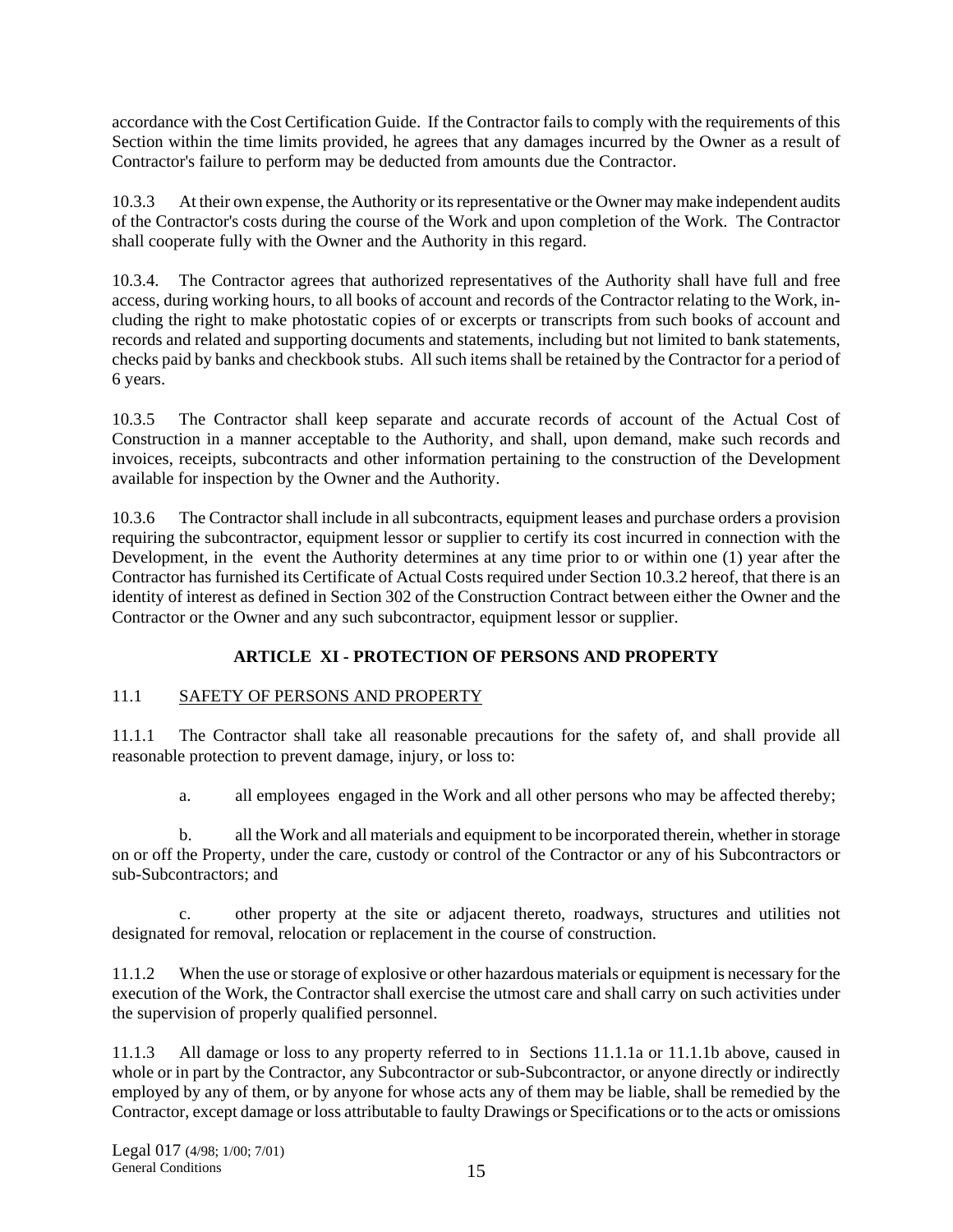accordance with the Cost Certification Guide. If the Contractor fails to comply with the requirements of this Section within the time limits provided, he agrees that any damages incurred by the Owner as a result of Contractor's failure to perform may be deducted from amounts due the Contractor.

10.3.3 At their own expense, the Authority or its representative or the Owner may make independent audits of the Contractor's costs during the course of the Work and upon completion of the Work. The Contractor shall cooperate fully with the Owner and the Authority in this regard.

10.3.4. The Contractor agrees that authorized representatives of the Authority shall have full and free access, during working hours, to all books of account and records of the Contractor relating to the Work, including the right to make photostatic copies of or excerpts or transcripts from such books of account and records and related and supporting documents and statements, including but not limited to bank statements, checks paid by banks and checkbook stubs. All such items shall be retained by the Contractor for a period of 6 years.

10.3.5 The Contractor shall keep separate and accurate records of account of the Actual Cost of Construction in a manner acceptable to the Authority, and shall, upon demand, make such records and invoices, receipts, subcontracts and other information pertaining to the construction of the Development available for inspection by the Owner and the Authority.

10.3.6 The Contractor shall include in all subcontracts, equipment leases and purchase orders a provision requiring the subcontractor, equipment lessor or supplier to certify its cost incurred in connection with the Development, in the event the Authority determines at any time prior to or within one (1) year after the Contractor has furnished its Certificate of Actual Costs required under Section 10.3.2 hereof, that there is an identity of interest as defined in Section 302 of the Construction Contract between either the Owner and the Contractor or the Owner and any such subcontractor, equipment lessor or supplier.

## ARTICLE XI - PROTECTION OF PERSONS AND PROPERTY

### 11.1 SAFETY OF PERSONS AND PROPERTY

11.1.1 The Contractor shall take all reasonable precautions for the safety of, and shall provide all reasonable protection to prevent damage, injury, or loss to:

a. all employees engaged in the Work and all other persons who may be affected thereby;

b. all the Work and all materials and equipment to be incorporated therein, whether in storage on or off the Property, under the care, custody or control of the Contractor or any of his Subcontractors or sub-Subcontractors; and

c. other property at the site or adjacent thereto, roadways, structures and utilities not designated for removal, relocation or replacement in the course of construction.

11.1.2 When the use or storage of explosive or other hazardous materials or equipment is necessary for the execution of the Work, the Contractor shall exercise the utmost care and shall carry on such activities under the supervision of properly qualified personnel.

11.1.3 All damage or loss to any property referred to in Sections 11.1.1a or 11.1.1b above, caused in whole or in part by the Contractor, any Subcontractor or sub-Subcontractor, or anyone directly or indirectly employed by any of them, or by anyone for whose acts any of them may be liable, shall be remedied by the Contractor, except damage or loss attributable to faulty Drawings or Specifications or to the acts or omissions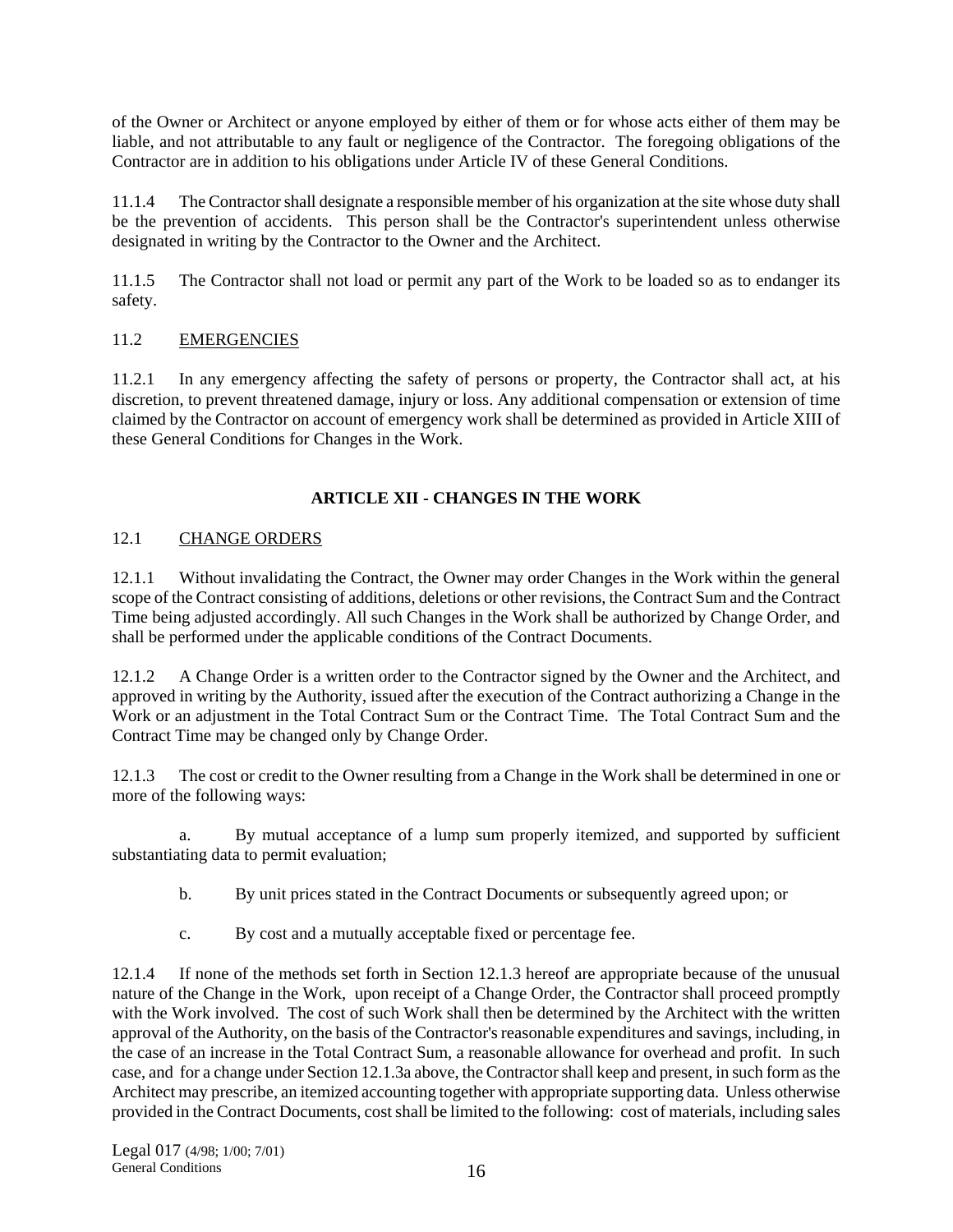of the Owner or Architect or anyone employed by either of them or for whose acts either of them may be liable, and not attributable to any fault or negligence of the Contractor. The foregoing obligations of the Contractor are in addition to his obligations under Article IV of these General Conditions.

11.1.4 The Contractor shall designate a responsible member of his organization at the site whose duty shall be the prevention of accidents. This person shall be the Contractor's superintendent unless otherwise designated in writing by the Contractor to the Owner and the Architect.

11.1.5 The Contractor shall not load or permit any part of the Work to be loaded so as to endanger its safety.

11.2 EMERGENCIES

11.2.1 In any emergency affecting the safety of persons or property, the Contractor shall act, at his discretion, to prevent threatened damage, injury or loss. Any additional compensation or extension of time claimed by the Contractor on account of emergency work shall be determined as provided in Article XIII of these General Conditions for Changes in the Work.

## ARTICLE XII - CHANGES IN THE WORK

12.1 CHANGE ORDERS

12.1.1 Without invalidating the Contract, the Owner may order Changes in the Work within the general scope of the Contract consisting of additions, deletions or other revisions, the Contract Sum and the Contract Time being adjusted accordingly. All such Changes in the Work shall be authorized by Change Order, and shall be performed under the applicable conditions of the Contract Documents.

12.1.2 A Change Order is a written order to the Contractor signed by the Owner and the Architect, and approved in writing by the Authority, issued after the execution of the Contract authorizing a Change in the Work or an adjustment in the Total Contract Sum or the Contract Time. The Total Contract Sum and the Contract Time may be changed only by Change Order.

12.1.3 The cost or credit to the Owner resulting from a Change in the Work shall be determined in one or more of the following ways:

a. By mutual acceptance of a lump sum properly itemized, and supported by sufficient substantiating data to permit evaluation;

b. By unit prices stated in the Contract Documents or subsequently agreed upon; or

c. By cost and a mutually acceptable fixed or percentage fee.

12.1.4 If none of the methods set forth in Section 12.1.3 hereof are appropriate because of the unusual nature of the Change in the Work, upon receipt of a Change Order, the Contractor shall proceed promptly with the Work involved. The cost of such Work shall then be determined by the Architect with the written approval of the Authority, on the basis of the Contractor's reasonable expenditures and savings, including, in the case of an increase in the Total Contract Sum, a reasonable allowance for overhead and profit. In such case, and for a change under Section 12.1.3a above, the Contractor shall keep and present, in such form as the Architect may prescribe, an itemized accounting together with appropriate supporting data. Unless otherwise provided in the Contract Documents, cost shall be limited to the following: cost of materials, including sales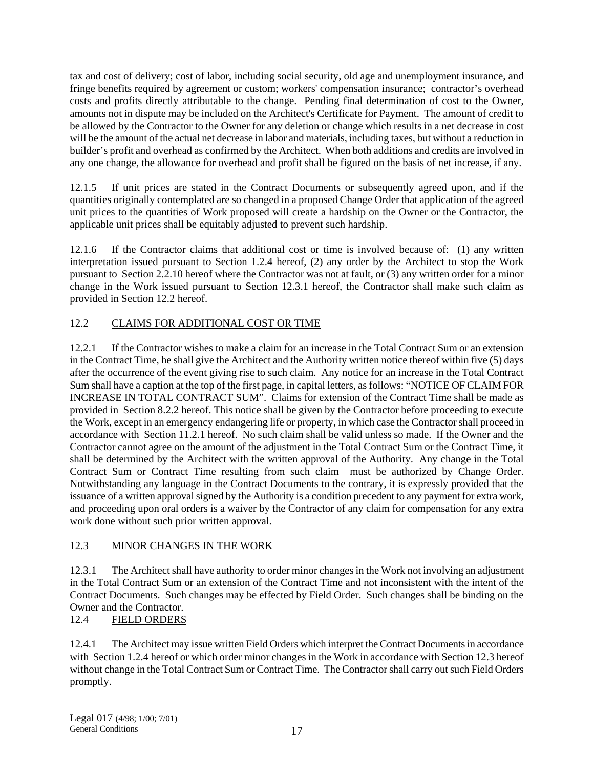tax and cost of delivery; cost of labor, including social security, old age and unemployment insurance, and fringe benefits required by agreement or custom; workers' compensation insurance; contractor's overhead costs and profits directly attributable to the change. Pending final determination of cost to the Owner, amounts not in dispute may be included on the Architect's Certificate for Payment. The amount of credit to be allowed by the Contractor to the Owner for any deletion or change which results in a net decrease in cost will be the amount of the actual net decrease in labor and materials, including taxes, but without a reduction in builder's profit and overhead as confirmed by the Architect. When both additions and credits are involved in any one change, the allowance for overhead and profit shall be figured on the basis of net increase, if any.

12.1.5 If unit prices are stated in the Contract Documents or subsequently agreed upon, and if the quantities originally contemplated are so changed in a proposed Change Order that application of the agreed unit prices to the quantities of Work proposed will create a hardship on the Owner or the Contractor, the applicable unit prices shall be equitably adjusted to prevent such hardship.

12.1.6 If the Contractor claims that additional cost or time is involved because of: (1) any written interpretation issued pursuant to Section 1.2.4 hereof, (2) any order by the Architect to stop the Work pursuant to Section 2.2.10 hereof where the Contractor was not at fault, or (3) any written order for a minor change in the Work issued pursuant to Section 12.3.1 hereof, the Contractor shall make such claim as provided in Section 12.2 hereof.

## 12.2 CLAIMS FOR ADDITIONAL COST OR TIME

12.2.1 If the Contractor wishes to make a claim for an increase in the Total Contract Sum or an extension in the Contract Time, he shall give the Architect and the Authority written notice thereof within five (5) days after the occurrence of the event giving rise to such claim. Any notice for an increase in the Total Contract Sum shall have a caption at the top of the first page, in capital letters, as follows: "NOTICE OF CLAIM FOR INCREASE IN TOTAL CONTRACT SUM". Claims for extension of the Contract Time shall be made as provided in Section 8.2.2 hereof. This notice shall be given by the Contractor before proceeding to execute the Work, except in an emergency endangering life or property, in which case the Contractor shall proceed in accordance with Section 11.2.1 hereof. No such claim shall be valid unless so made. If the Owner and the Contractor cannot agree on the amount of the adjustment in the Total Contract Sum or the Contract Time, it shall be determined by the Architect with the written approval of the Authority. Any change in the Total Contract Sum or Contract Time resulting from such claim must be authorized by Change Order. Notwithstanding any language in the Contract Documents to the contrary, it is expressly provided that the issuance of a written approval signed by the Authority is a condition precedent to any payment for extra work, and proceeding upon oral orders is a waiver by the Contractor of any claim for compensation for any extra work done without such prior written approval.

## 12.3 MINOR CHANGES IN THE WORK

12.3.1 The Architect shall have authority to order minor changes in the Work not involving an adjustment in the Total Contract Sum or an extension of the Contract Time and not inconsistent with the intent of the Contract Documents. Such changes may be effected by Field Order. Such changes shall be binding on the Owner and the Contractor.

## 12.4 FIELD ORDERS

12.4.1 The Architect may issue written Field Orders which interpret the Contract Documents in accordance with Section 1.2.4 hereof or which order minor changes in the Work in accordance with Section 12.3 hereof without change in the Total Contract Sum or Contract Time. The Contractor shall carry out such Field Orders promptly.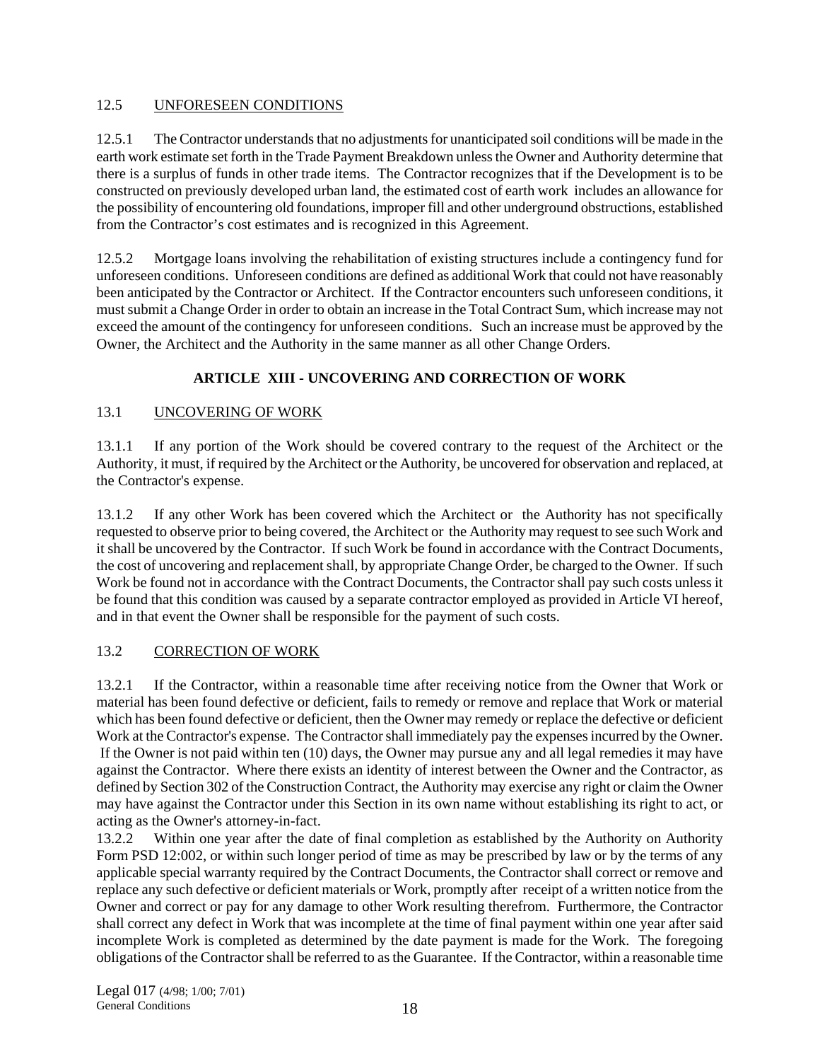12.5 UNFORESEEN CONDITIONS

12.5.1 The Contractor understands that no adjustments for unanticipated soil conditions will be made in the earth work estimate set forth in the Trade Payment Breakdown unless the Owner and Authority determine that there is a surplus of funds in other trade items. The Contractor recognizes that if the Development is to be constructed on previously developed urban land, the estimated cost of earth work includes an allowance for the possibility of encountering old foundations, improper fill and other underground obstructions, established from the Contractor's cost estimates and is recognized in this Agreement.

12.5.2 Mortgage loans involving the rehabilitation of existing structures include a contingency fund for unforeseen conditions. Unforeseen conditions are defined as additional Work that could not have reasonably been anticipated by the Contractor or Architect. If the Contractor encounters such unforeseen conditions, it must submit a Change Order in order to obtain an increase in the Total Contract Sum, which increase may not exceed the amount of the contingency for unforeseen conditions. Such an increase must be approved by the Owner, the Architect and the Authority in the same manner as all other Change Orders.

## ARTICLE XIII - UNCOVERING AND CORRECTION OF WORK

13.1 UNCOVERING OF WORK

13.1.1 If any portion of the Work should be covered contrary to the request of the Architect or the Authority, it must, if required by the Architect or the Authority, be uncovered for observation and replaced, at the Contractor's expense.

13.1.2 If any other Work has been covered which the Architect or the Authority has not specifically requested to observe prior to being covered, the Architect or the Authority may request to see such Work and it shall be uncovered by the Contractor. If such Work be found in accordance with the Contract Documents, the cost of uncovering and replacement shall, by appropriate Change Order, be charged to the Owner. If such Work be found not in accordance with the Contract Documents, the Contractor shall pay such costs unless it be found that this condition was caused by a separate contractor employed as provided in Article VI hereof, and in that event the Owner shall be responsible for the payment of such costs.

13.2 CORRECTION OF WORK

13.2.1 If the Contractor, within a reasonable time after receiving notice from the Owner that Work or material has been found defective or deficient, fails to remedy or remove and replace that Work or material which has been found defective or deficient, then the Owner may remedy or replace the defective or deficient Work at the Contractor's expense. The Contractor shall immediately pay the expenses incurred by the Owner. If the Owner is not paid within ten (10) days, the Owner may pursue any and all legal remedies it may have against the Contractor. Where there exists an identity of interest between the Owner and the Contractor, as defined by Section 302 of the Construction Contract, the Authority may exercise any right or claim the Owner may have against the Contractor under this Section in its own name without establishing its right to act, or acting as the Owner's attorney-in-fact.

13.2.2 Within one year after the date of final completion as established by the Authority on Authority Form PSD 12:002, or within such longer period of time as may be prescribed by law or by the terms of any applicable special warranty required by the Contract Documents, the Contractor shall correct or remove and replace any such defective or deficient materials or Work, promptly after receipt of a written notice from the Owner and correct or pay for any damage to other Work resulting therefrom. Furthermore, the Contractor shall correct any defect in Work that was incomplete at the time of final payment within one year after said incomplete Work is completed as determined by the date payment is made for the Work. The foregoing obligations of the Contractor shall be referred to as the Guarantee. If the Contractor, within a reasonable time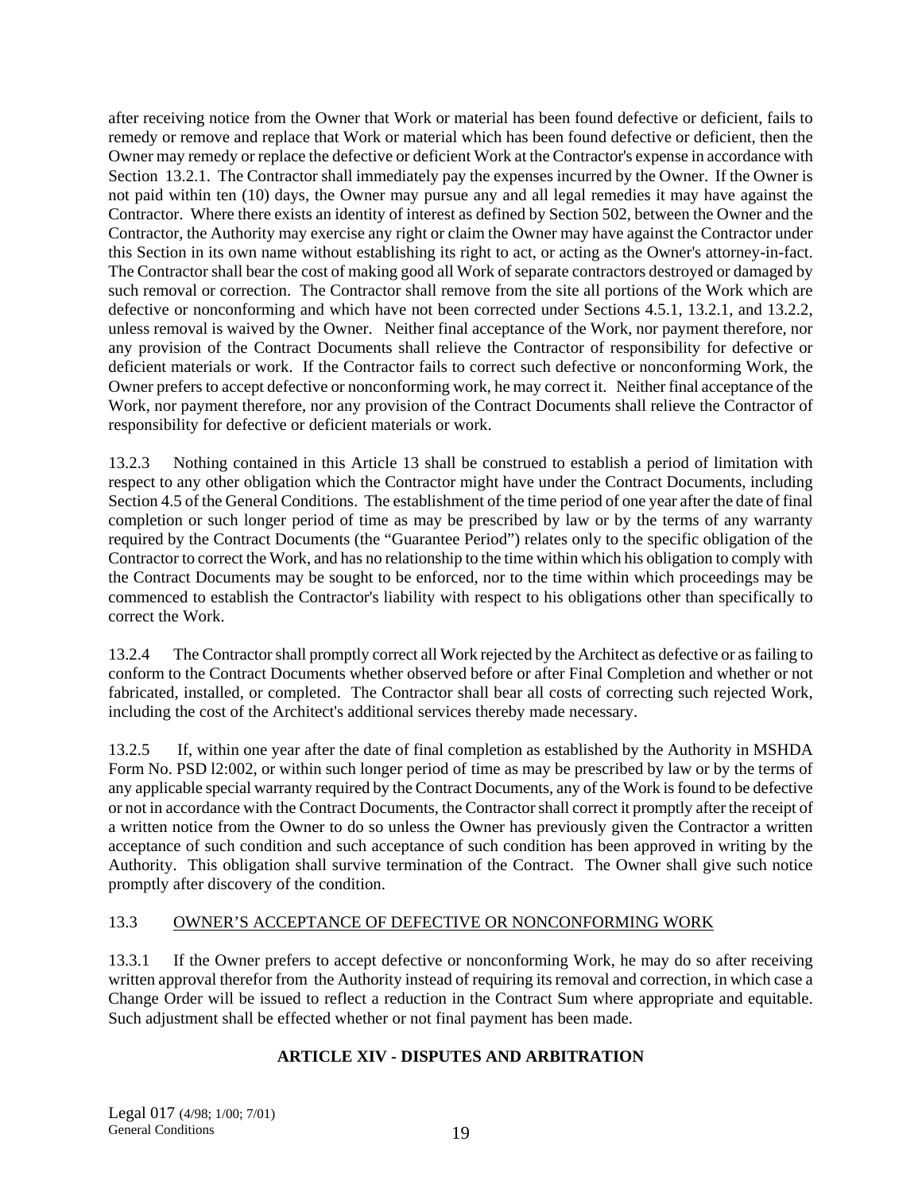after receiving notice from the Owner that Work or material has been found defective or deficient, fails to remedy or remove and replace that Work or material which has been found defective or deficient, then the Owner may remedy or replace the defective or deficient Work at the Contractor's expense in accordance with Section 13.2.1. The Contractor shall immediately pay the expenses incurred by the Owner. If the Owner is not paid within ten (10) days, the Owner may pursue any and all legal remedies it may have against the Contractor. Where there exists an identity of interest as defined by Section 502, between the Owner and the Contractor, the Authority may exercise any right or claim the Owner may have against the Contractor under this Section in its own name without establishing its right to act, or acting as the Owner's attorney-in-fact. The Contractor shall bear the cost of making good all Work of separate contractors destroyed or damaged by such removal or correction. The Contractor shall remove from the site all portions of the Work which are defective or nonconforming and which have not been corrected under Sections 4.5.1, 13.2.1, and 13.2.2, unless removal is waived by the Owner. Neither final acceptance of the Work, nor payment therefore, nor any provision of the Contract Documents shall relieve the Contractor of responsibility for defective or deficient materials or work. If the Contractor fails to correct such defective or nonconforming Work, the Owner prefers to accept defective or nonconforming work, he may correct it. Neither final acceptance of the Work, nor payment therefore, nor any provision of the Contract Documents shall relieve the Contractor of responsibility for defective or deficient materials or work.

13.2.3 Nothing contained in this Article 13 shall be construed to establish a period of limitation with respect to any other obligation which the Contractor might have under the Contract Documents, including Section 4.5 of the General Conditions. The establishment of the time period of one year after the date of final completion or such longer period of time as may be prescribed by law or by the terms of any warranty required by the Contract Documents (the "Guarantee Period") relates only to the specific obligation of the Contractor to correct the Work, and has no relationship to the time within which his obligation to comply with the Contract Documents may be sought to be enforced, nor to the time within which proceedings may be commenced to establish the Contractor's liability with respect to his obligations other than specifically to correct the Work.

13.2.4 The Contractor shall promptly correct all Work rejected by the Architect as defective or as failing to conform to the Contract Documents whether observed before or after Final Completion and whether or not fabricated, installed, or completed. The Contractor shall bear all costs of correcting such rejected Work, including the cost of the Architect's additional services thereby made necessary.

13.2.5 If, within one year after the date of final completion as established by the Authority in MSHDA Form No. PSD l2:002, or within such longer period of time as may be prescribed by law or by the terms of any applicable special warranty required by the Contract Documents, any of the Work is found to be defective or not in accordance with the Contract Documents, the Contractor shall correct it promptly after the receipt of a written notice from the Owner to do so unless the Owner has previously given the Contractor a written acceptance of such condition and such acceptance of such condition has been approved in writing by the Authority. This obligation shall survive termination of the Contract. The Owner shall give such notice promptly after discovery of the condition.

13.3 <u>OWNER'S ACCEPTANCE OF DEFECTIVE OR NONCONFORMING WORK</u>

13.3.1 If the Owner prefers to accept defective or nonconforming Work, he may do so after receiving written approval therefor from the Authority instead of requiring its removal and correction, in which case a Change Order will be issued to reflect a reduction in the Contract Sum where appropriate and equitable. Such adjustment shall be effected whether or not final payment has been made.

## ARTICLE XIV - DISPUTES AND ARBITRATION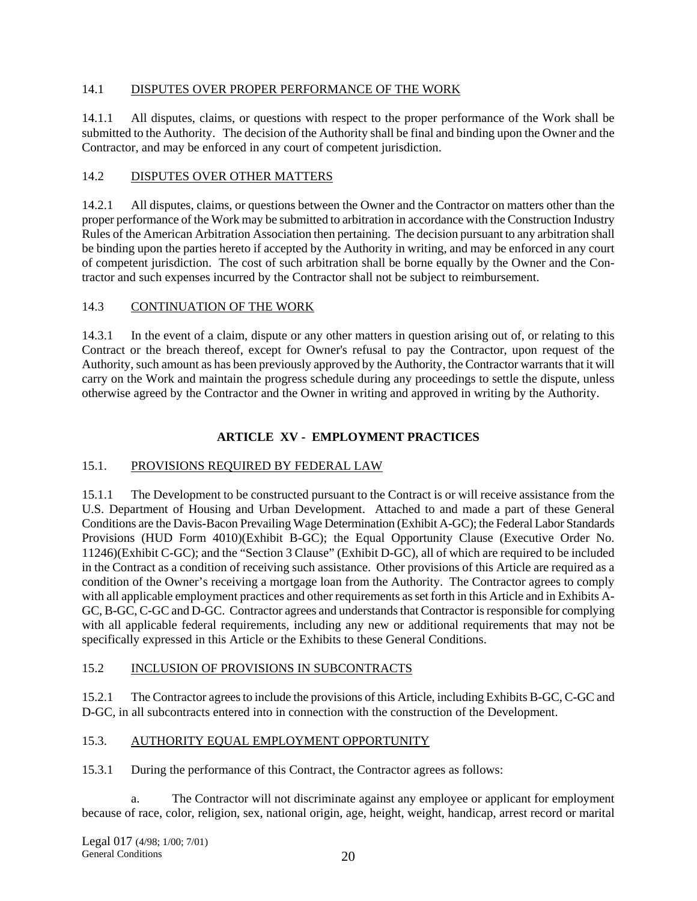14.1 DISPUTES OVER PROPER PERFORMANCE OF THE WORK

14.1.1 All disputes, claims, or questions with respect to the proper performance of the Work shall be submitted to the Authority. The decision of the Authority shall be final and binding upon the Owner and the Contractor, and may be enforced in any court of competent jurisdiction.

14.2 DISPUTES OVER OTHER MATTERS

14.2.1 All disputes, claims, or questions between the Owner and the Contractor on matters other than the proper performance of the Work may be submitted to arbitration in accordance with the Construction Industry Rules of the American Arbitration Association then pertaining. The decision pursuant to any arbitration shall be binding upon the parties hereto if accepted by the Authority in writing, and may be enforced in any court of competent jurisdiction. The cost of such arbitration shall be borne equally by the Owner and the Contractor and such expenses incurred by the Contractor shall not be subject to reimbursement.

14.3 CONTINUATION OF THE WORK

14.3.1 In the event of a claim, dispute or any other matters in question arising out of, or relating to this Contract or the breach thereof, except for Owner's refusal to pay the Contractor, upon request of the Authority, such amount as has been previously approved by the Authority, the Contractor warrants that it will carry on the Work and maintain the progress schedule during any proceedings to settle the dispute, unless otherwise agreed by the Contractor and the Owner in writing and approved in writing by the Authority.

## ARTICLE XV - EMPLOYMENT PRACTICES

15.1. PROVISIONS REQUIRED BY FEDERAL LAW

15.1.1 The Development to be constructed pursuant to the Contract is or will receive assistance from the U.S. Department of Housing and Urban Development. Attached to and made a part of these General Conditions are the Davis-Bacon Prevailing Wage Determination (Exhibit A-GC); the Federal Labor Standards Provisions (HUD Form 4010)(Exhibit B-GC); the Equal Opportunity Clause (Executive Order No. 11246)(Exhibit C-GC); and the "Section 3 Clause" (Exhibit D-GC), all of which are required to be included in the Contract as a condition of receiving such assistance. Other provisions of this Article are required as a condition of the Owner's receiving a mortgage loan from the Authority. The Contractor agrees to comply with all applicable employment practices and other requirements as set forth in this Article and in Exhibits A-GC, B-GC, C-GC and D-GC. Contractor agrees and understands that Contractor is responsible for complying with all applicable federal requirements, including any new or additional requirements that may not be specifically expressed in this Article or the Exhibits to these General Conditions.

15.2 INCLUSION OF PROVISIONS IN SUBCONTRACTS

15.2.1 The Contractor agrees to include the provisions of this Article, including Exhibits B-GC, C-GC and D-GC, in all subcontracts entered into in connection with the construction of the Development.

15.3. AUTHORITY EQUAL EMPLOYMENT OPPORTUNITY

15.3.1 During the performance of this Contract, the Contractor agrees as follows:

a. The Contractor will not discriminate against any employee or applicant for employment because of race, color, religion, sex, national origin, age, height, weight, handicap, arrest record or marital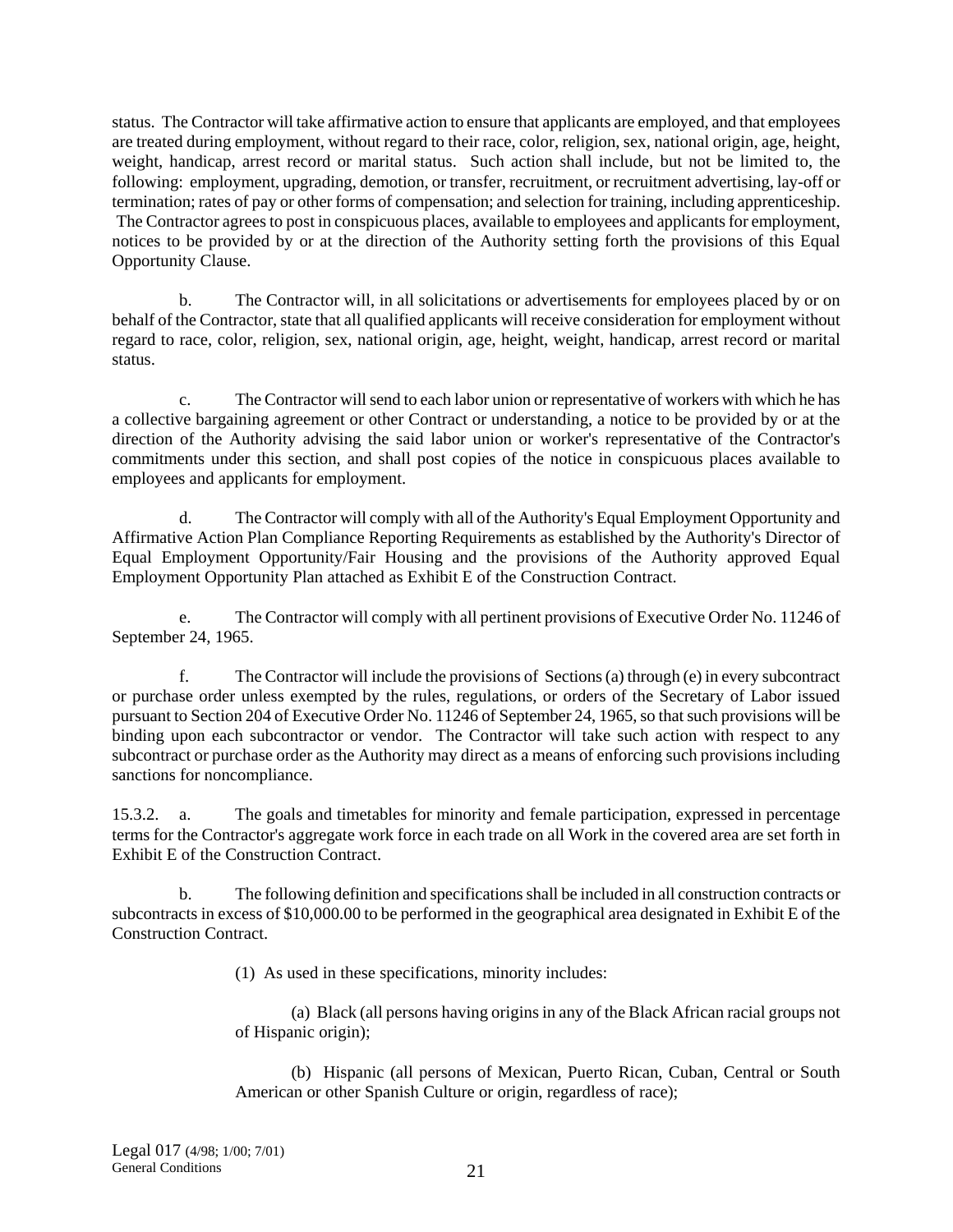status. The Contractor will take affirmative action to ensure that applicants are employed, and that employees are treated during employment, without regard to their race, color, religion, sex, national origin, age, height, weight, handicap, arrest record or marital status. Such action shall include, but not be limited to, the following: employment, upgrading, demotion, or transfer, recruitment, or recruitment advertising, lay-off or termination; rates of pay or other forms of compensation; and selection for training, including apprenticeship. The Contractor agrees to post in conspicuous places, available to employees and applicants for employment, notices to be provided by or at the direction of the Authority setting forth the provisions of this Equal Opportunity Clause.

b. The Contractor will, in all solicitations or advertisements for employees placed by or on behalf of the Contractor, state that all qualified applicants will receive consideration for employment without regard to race, color, religion, sex, national origin, age, height, weight, handicap, arrest record or marital status.

c. The Contractor will send to each labor union or representative of workers with which he has a collective bargaining agreement or other Contract or understanding, a notice to be provided by or at the direction of the Authority advising the said labor union or worker's representative of the Contractor's commitments under this section, and shall post copies of the notice in conspicuous places available to employees and applicants for employment.

d. The Contractor will comply with all of the Authority's Equal Employment Opportunity and Affirmative Action Plan Compliance Reporting Requirements as established by the Authority's Director of Equal Employment Opportunity/Fair Housing and the provisions of the Authority approved Equal Employment Opportunity Plan attached as Exhibit E of the Construction Contract.

e. The Contractor will comply with all pertinent provisions of Executive Order No. 11246 of September 24, 1965.

f. The Contractor will include the provisions of Sections (a) through (e) in every subcontract or purchase order unless exempted by the rules, regulations, or orders of the Secretary of Labor issued pursuant to Section 204 of Executive Order No. 11246 of September 24, 1965, so that such provisions will be binding upon each subcontractor or vendor. The Contractor will take such action with respect to any subcontract or purchase order as the Authority may direct as a means of enforcing such provisions including sanctions for noncompliance.

15.3.2. a. The goals and timetables for minority and female participation, expressed in percentage terms for the Contractor's aggregate work force in each trade on all Work in the covered area are set forth in Exhibit E of the Construction Contract.

b. The following definition and specifications shall be included in all construction contracts or subcontracts in excess of $10,000.00 to be performed in the geographical area designated in Exhibit E of the Construction Contract.

(1) As used in these specifications, minority includes:

(a) Black (all persons having origins in any of the Black African racial groups not of Hispanic origin);

(b) Hispanic (all persons of Mexican, Puerto Rican, Cuban, Central or South American or other Spanish Culture or origin, regardless of race);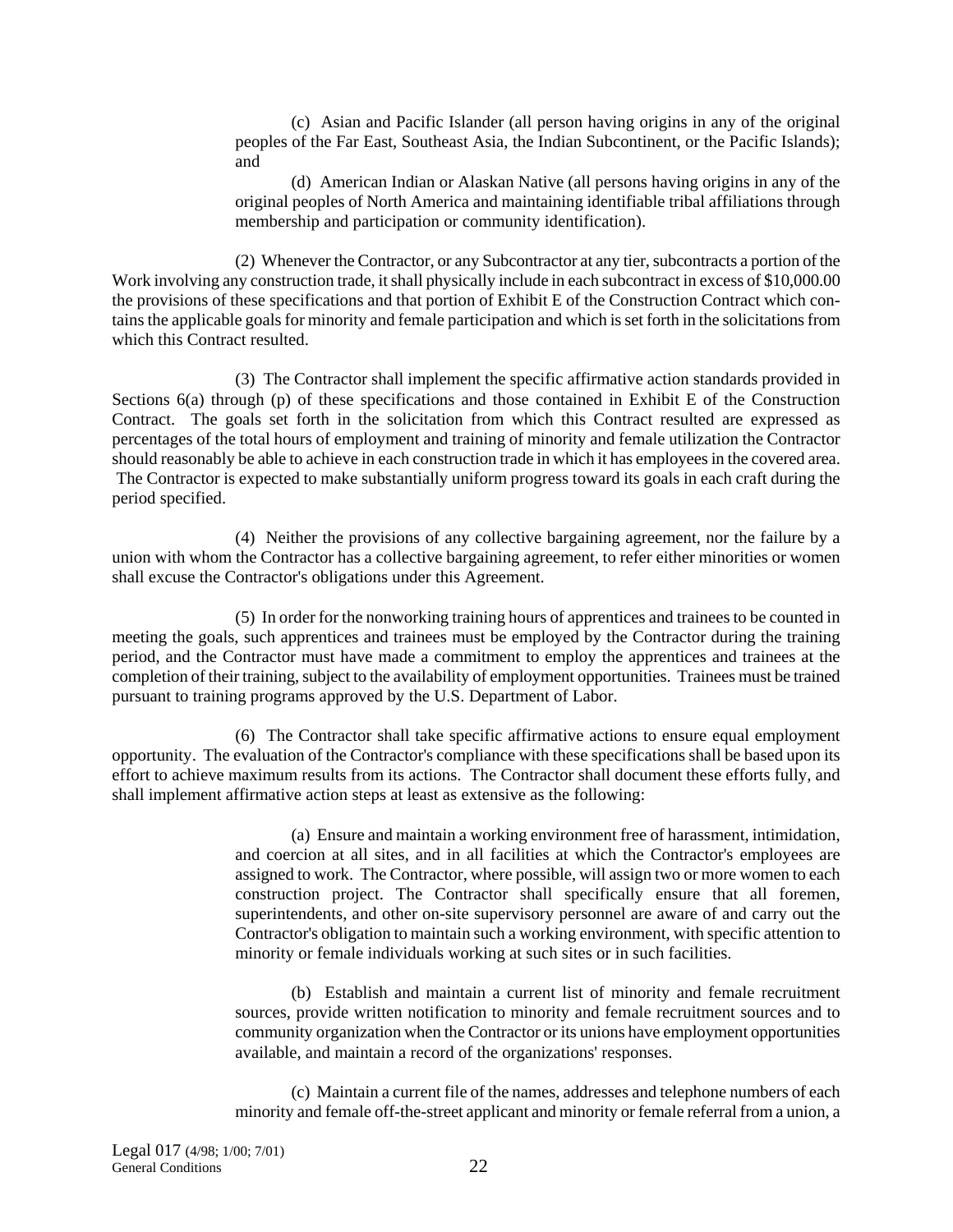(c) Asian and Pacific Islander (all person having origins in any of the original peoples of the Far East, Southeast Asia, the Indian Subcontinent, or the Pacific Islands); and

(d) American Indian or Alaskan Native (all persons having origins in any of the original peoples of North America and maintaining identifiable tribal affiliations through membership and participation or community identification).

(2) Whenever the Contractor, or any Subcontractor at any tier, subcontracts a portion of the Work involving any construction trade, it shall physically include in each subcontract in excess of $10,000.00 the provisions of these specifications and that portion of Exhibit E of the Construction Contract which contains the applicable goals for minority and female participation and which is set forth in the solicitations from which this Contract resulted.

(3) The Contractor shall implement the specific affirmative action standards provided in Sections 6(a) through (p) of these specifications and those contained in Exhibit E of the Construction Contract. The goals set forth in the solicitation from which this Contract resulted are expressed as percentages of the total hours of employment and training of minority and female utilization the Contractor should reasonably be able to achieve in each construction trade in which it has employees in the covered area. The Contractor is expected to make substantially uniform progress toward its goals in each craft during the period specified.

(4) Neither the provisions of any collective bargaining agreement, nor the failure by a union with whom the Contractor has a collective bargaining agreement, to refer either minorities or women shall excuse the Contractor's obligations under this Agreement.

(5) In order for the nonworking training hours of apprentices and trainees to be counted in meeting the goals, such apprentices and trainees must be employed by the Contractor during the training period, and the Contractor must have made a commitment to employ the apprentices and trainees at the completion of their training, subject to the availability of employment opportunities. Trainees must be trained pursuant to training programs approved by the U.S. Department of Labor.

(6) The Contractor shall take specific affirmative actions to ensure equal employment opportunity. The evaluation of the Contractor's compliance with these specifications shall be based upon its effort to achieve maximum results from its actions. The Contractor shall document these efforts fully, and shall implement affirmative action steps at least as extensive as the following:

(a) Ensure and maintain a working environment free of harassment, intimidation, and coercion at all sites, and in all facilities at which the Contractor's employees are assigned to work. The Contractor, where possible, will assign two or more women to each construction project. The Contractor shall specifically ensure that all foremen, superintendents, and other on-site supervisory personnel are aware of and carry out the Contractor's obligation to maintain such a working environment, with specific attention to minority or female individuals working at such sites or in such facilities.

(b) Establish and maintain a current list of minority and female recruitment sources, provide written notification to minority and female recruitment sources and to community organization when the Contractor or its unions have employment opportunities available, and maintain a record of the organizations' responses.

(c) Maintain a current file of the names, addresses and telephone numbers of each minority and female off-the-street applicant and minority or female referral from a union, a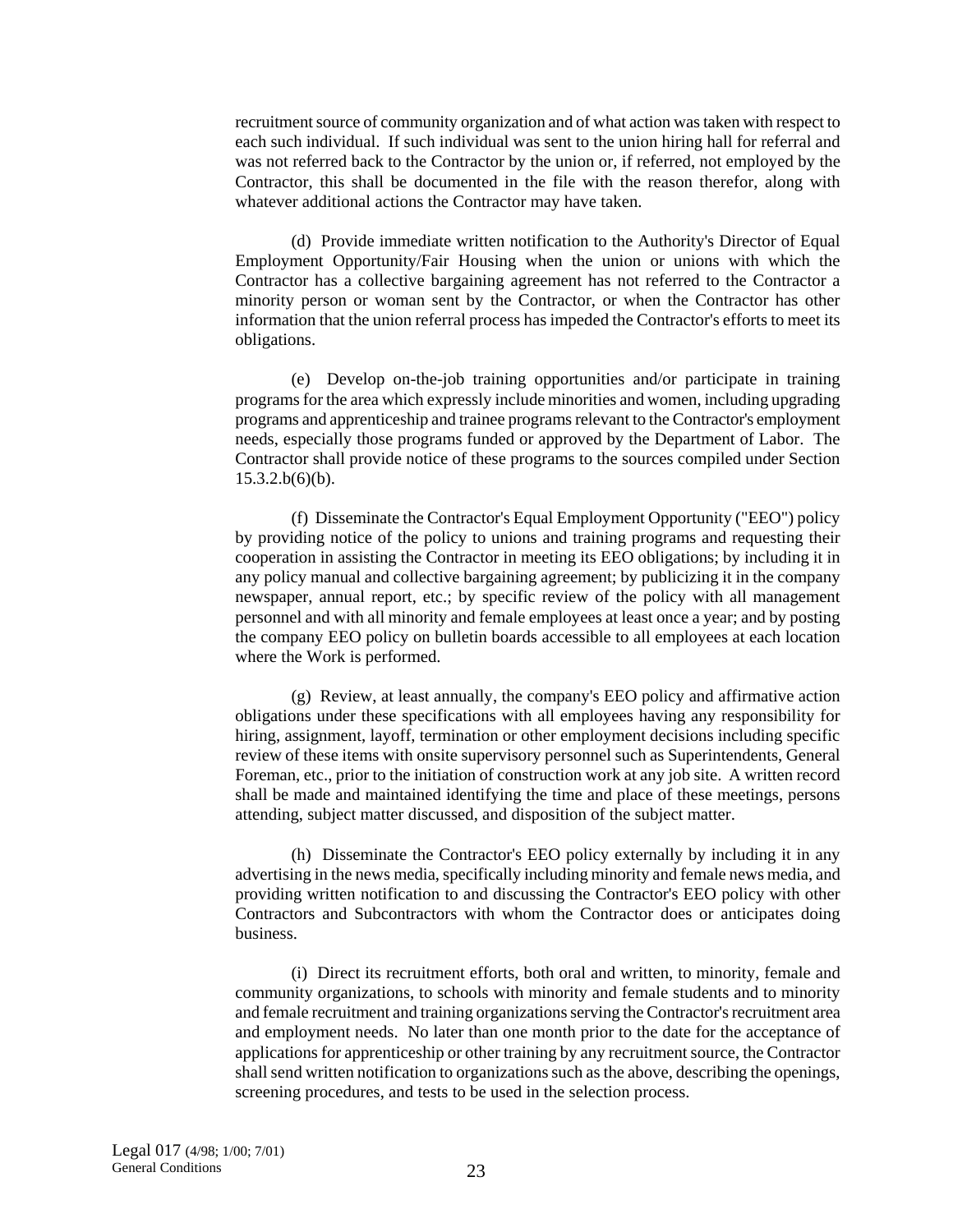recruitment source of community organization and of what action was taken with respect to each such individual. If such individual was sent to the union hiring hall for referral and was not referred back to the Contractor by the union or, if referred, not employed by the Contractor, this shall be documented in the file with the reason therefor, along with whatever additional actions the Contractor may have taken.

(d) Provide immediate written notification to the Authority's Director of Equal Employment Opportunity/Fair Housing when the union or unions with which the Contractor has a collective bargaining agreement has not referred to the Contractor a minority person or woman sent by the Contractor, or when the Contractor has other information that the union referral process has impeded the Contractor's efforts to meet its obligations.

(e) Develop on-the-job training opportunities and/or participate in training programs for the area which expressly include minorities and women, including upgrading programs and apprenticeship and trainee programs relevant to the Contractor's employment needs, especially those programs funded or approved by the Department of Labor. The Contractor shall provide notice of these programs to the sources compiled under Section 15.3.2.b(6)(b).

(f) Disseminate the Contractor's Equal Employment Opportunity ("EEO") policy by providing notice of the policy to unions and training programs and requesting their cooperation in assisting the Contractor in meeting its EEO obligations; by including it in any policy manual and collective bargaining agreement; by publicizing it in the company newspaper, annual report, etc.; by specific review of the policy with all management personnel and with all minority and female employees at least once a year; and by posting the company EEO policy on bulletin boards accessible to all employees at each location where the Work is performed.

(g) Review, at least annually, the company's EEO policy and affirmative action obligations under these specifications with all employees having any responsibility for hiring, assignment, layoff, termination or other employment decisions including specific review of these items with onsite supervisory personnel such as Superintendents, General Foreman, etc., prior to the initiation of construction work at any job site. A written record shall be made and maintained identifying the time and place of these meetings, persons attending, subject matter discussed, and disposition of the subject matter.

(h) Disseminate the Contractor's EEO policy externally by including it in any advertising in the news media, specifically including minority and female news media, and providing written notification to and discussing the Contractor's EEO policy with other Contractors and Subcontractors with whom the Contractor does or anticipates doing business.

(i) Direct its recruitment efforts, both oral and written, to minority, female and community organizations, to schools with minority and female students and to minority and female recruitment and training organizations serving the Contractor's recruitment area and employment needs. No later than one month prior to the date for the acceptance of applications for apprenticeship or other training by any recruitment source, the Contractor shall send written notification to organizations such as the above, describing the openings, screening procedures, and tests to be used in the selection process.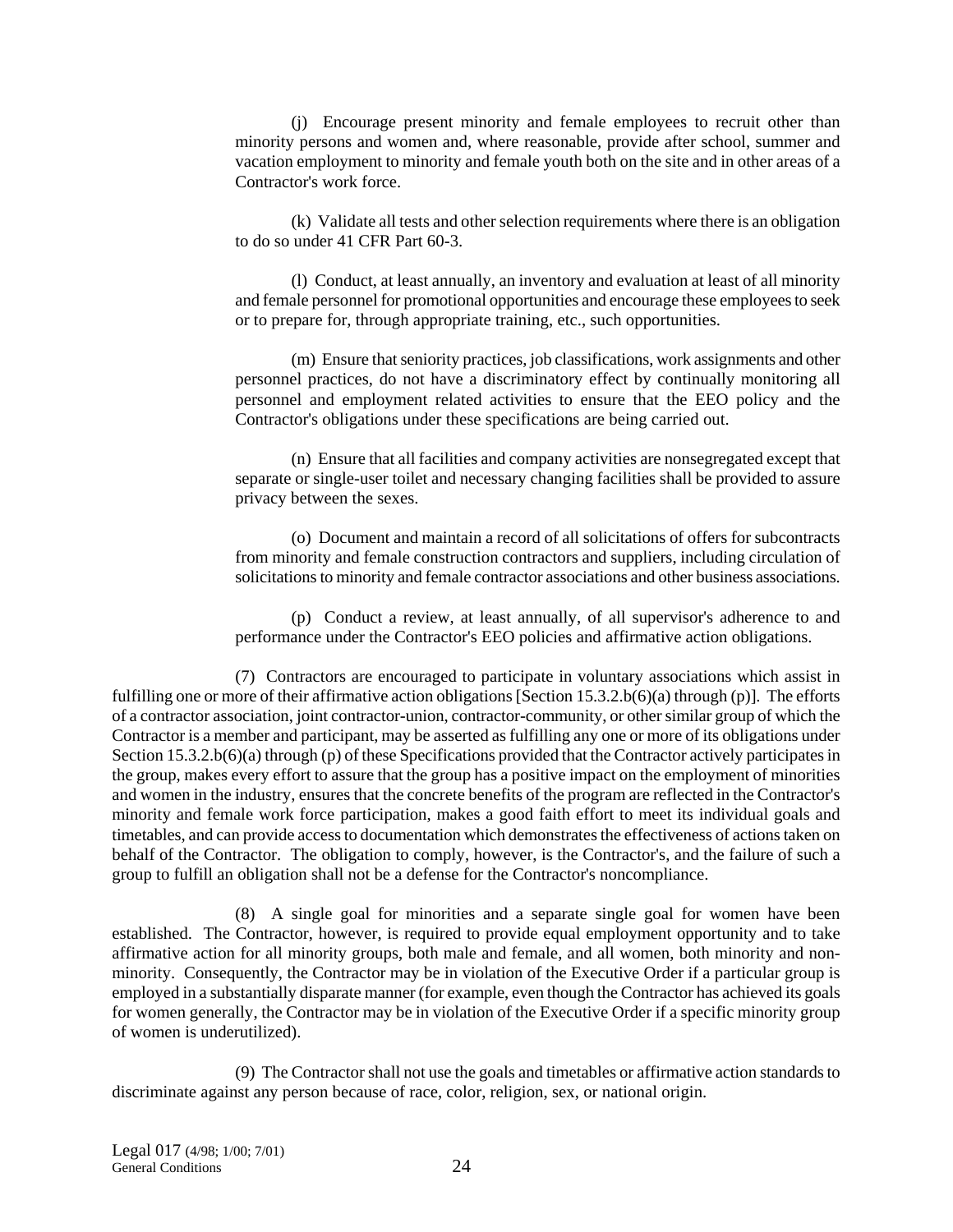(j) Encourage present minority and female employees to recruit other than minority persons and women and, where reasonable, provide after school, summer and vacation employment to minority and female youth both on the site and in other areas of a Contractor's work force.

(k) Validate all tests and other selection requirements where there is an obligation to do so under 41 CFR Part 60-3.

(l) Conduct, at least annually, an inventory and evaluation at least of all minority and female personnel for promotional opportunities and encourage these employees to seek or to prepare for, through appropriate training, etc., such opportunities.

(m) Ensure that seniority practices, job classifications, work assignments and other personnel practices, do not have a discriminatory effect by continually monitoring all personnel and employment related activities to ensure that the EEO policy and the Contractor's obligations under these specifications are being carried out.

(n) Ensure that all facilities and company activities are nonsegregated except that separate or single-user toilet and necessary changing facilities shall be provided to assure privacy between the sexes.

(o) Document and maintain a record of all solicitations of offers for subcontracts from minority and female construction contractors and suppliers, including circulation of solicitations to minority and female contractor associations and other business associations.

(p) Conduct a review, at least annually, of all supervisor's adherence to and performance under the Contractor's EEO policies and affirmative action obligations.

(7) Contractors are encouraged to participate in voluntary associations which assist in fulfilling one or more of their affirmative action obligations [Section 15.3.2.b(6)(a) through (p)]. The efforts of a contractor association, joint contractor-union, contractor-community, or other similar group of which the Contractor is a member and participant, may be asserted as fulfilling any one or more of its obligations under Section 15.3.2.b(6)(a) through (p) of these Specifications provided that the Contractor actively participates in the group, makes every effort to assure that the group has a positive impact on the employment of minorities and women in the industry, ensures that the concrete benefits of the program are reflected in the Contractor's minority and female work force participation, makes a good faith effort to meet its individual goals and timetables, and can provide access to documentation which demonstrates the effectiveness of actions taken on behalf of the Contractor. The obligation to comply, however, is the Contractor's, and the failure of such a group to fulfill an obligation shall not be a defense for the Contractor's noncompliance.

(8) A single goal for minorities and a separate single goal for women have been established. The Contractor, however, is required to provide equal employment opportunity and to take affirmative action for all minority groups, both male and female, and all women, both minority and non-minority. Consequently, the Contractor may be in violation of the Executive Order if a particular group is employed in a substantially disparate manner (for example, even though the Contractor has achieved its goals for women generally, the Contractor may be in violation of the Executive Order if a specific minority group of women is underutilized).

(9) The Contractor shall not use the goals and timetables or affirmative action standards to discriminate against any person because of race, color, religion, sex, or national origin.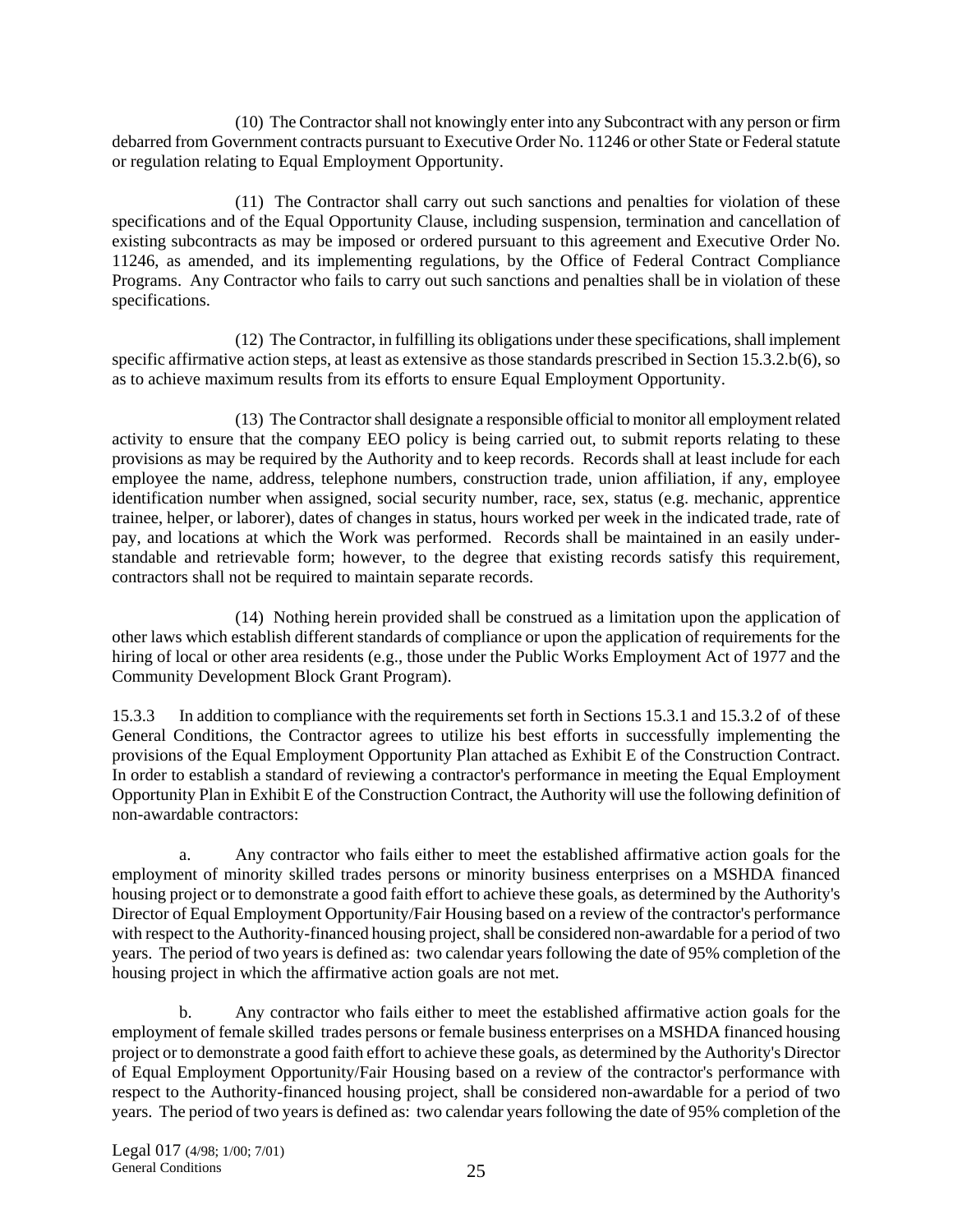(10) The Contractor shall not knowingly enter into any Subcontract with any person or firm debarred from Government contracts pursuant to Executive Order No. 11246 or other State or Federal statute or regulation relating to Equal Employment Opportunity.

(11) The Contractor shall carry out such sanctions and penalties for violation of these specifications and of the Equal Opportunity Clause, including suspension, termination and cancellation of existing subcontracts as may be imposed or ordered pursuant to this agreement and Executive Order No. 11246, as amended, and its implementing regulations, by the Office of Federal Contract Compliance Programs. Any Contractor who fails to carry out such sanctions and penalties shall be in violation of these specifications.

(12) The Contractor, in fulfilling its obligations under these specifications, shall implement specific affirmative action steps, at least as extensive as those standards prescribed in Section 15.3.2.b(6), so as to achieve maximum results from its efforts to ensure Equal Employment Opportunity.

(13) The Contractor shall designate a responsible official to monitor all employment related activity to ensure that the company EEO policy is being carried out, to submit reports relating to these provisions as may be required by the Authority and to keep records. Records shall at least include for each employee the name, address, telephone numbers, construction trade, union affiliation, if any, employee identification number when assigned, social security number, race, sex, status (e.g. mechanic, apprentice trainee, helper, or laborer), dates of changes in status, hours worked per week in the indicated trade, rate of pay, and locations at which the Work was performed. Records shall be maintained in an easily understandable and retrievable form; however, to the degree that existing records satisfy this requirement, contractors shall not be required to maintain separate records.

(14) Nothing herein provided shall be construed as a limitation upon the application of other laws which establish different standards of compliance or upon the application of requirements for the hiring of local or other area residents (e.g., those under the Public Works Employment Act of 1977 and the Community Development Block Grant Program).

15.3.3 In addition to compliance with the requirements set forth in Sections 15.3.1 and 15.3.2 of of these General Conditions, the Contractor agrees to utilize his best efforts in successfully implementing the provisions of the Equal Employment Opportunity Plan attached as Exhibit E of the Construction Contract. In order to establish a standard of reviewing a contractor's performance in meeting the Equal Employment Opportunity Plan in Exhibit E of the Construction Contract, the Authority will use the following definition of non-awardable contractors:

a. Any contractor who fails either to meet the established affirmative action goals for the employment of minority skilled trades persons or minority business enterprises on a MSHDA financed housing project or to demonstrate a good faith effort to achieve these goals, as determined by the Authority's Director of Equal Employment Opportunity/Fair Housing based on a review of the contractor's performance with respect to the Authority-financed housing project, shall be considered non-awardable for a period of two years. The period of two years is defined as: two calendar years following the date of 95% completion of the housing project in which the affirmative action goals are not met.

b. Any contractor who fails either to meet the established affirmative action goals for the employment of female skilled trades persons or female business enterprises on a MSHDA financed housing project or to demonstrate a good faith effort to achieve these goals, as determined by the Authority's Director of Equal Employment Opportunity/Fair Housing based on a review of the contractor's performance with respect to the Authority-financed housing project, shall be considered non-awardable for a period of two years. The period of two years is defined as: two calendar years following the date of 95% completion of the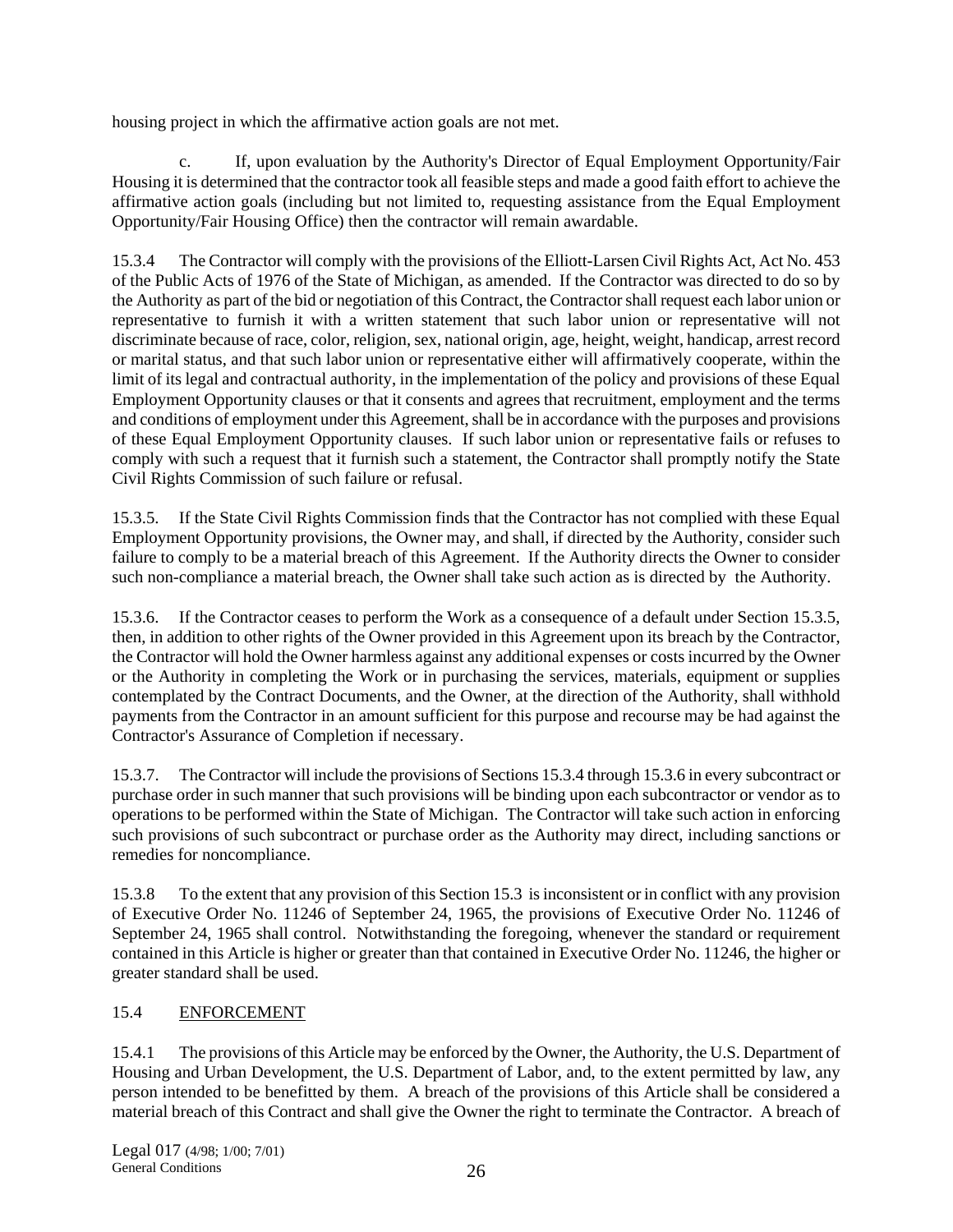housing project in which the affirmative action goals are not met.

c. If, upon evaluation by the Authority's Director of Equal Employment Opportunity/Fair Housing it is determined that the contractor took all feasible steps and made a good faith effort to achieve the affirmative action goals (including but not limited to, requesting assistance from the Equal Employment Opportunity/Fair Housing Office) then the contractor will remain awardable.

15.3.4 The Contractor will comply with the provisions of the Elliott-Larsen Civil Rights Act, Act No. 453 of the Public Acts of 1976 of the State of Michigan, as amended. If the Contractor was directed to do so by the Authority as part of the bid or negotiation of this Contract, the Contractor shall request each labor union or representative to furnish it with a written statement that such labor union or representative will not discriminate because of race, color, religion, sex, national origin, age, height, weight, handicap, arrest record or marital status, and that such labor union or representative either will affirmatively cooperate, within the limit of its legal and contractual authority, in the implementation of the policy and provisions of these Equal Employment Opportunity clauses or that it consents and agrees that recruitment, employment and the terms and conditions of employment under this Agreement, shall be in accordance with the purposes and provisions of these Equal Employment Opportunity clauses. If such labor union or representative fails or refuses to comply with such a request that it furnish such a statement, the Contractor shall promptly notify the State Civil Rights Commission of such failure or refusal.

15.3.5. If the State Civil Rights Commission finds that the Contractor has not complied with these Equal Employment Opportunity provisions, the Owner may, and shall, if directed by the Authority, consider such failure to comply to be a material breach of this Agreement. If the Authority directs the Owner to consider such non-compliance a material breach, the Owner shall take such action as is directed by the Authority.

15.3.6. If the Contractor ceases to perform the Work as a consequence of a default under Section 15.3.5, then, in addition to other rights of the Owner provided in this Agreement upon its breach by the Contractor, the Contractor will hold the Owner harmless against any additional expenses or costs incurred by the Owner or the Authority in completing the Work or in purchasing the services, materials, equipment or supplies contemplated by the Contract Documents, and the Owner, at the direction of the Authority, shall withhold payments from the Contractor in an amount sufficient for this purpose and recourse may be had against the Contractor's Assurance of Completion if necessary.

15.3.7. The Contractor will include the provisions of Sections 15.3.4 through 15.3.6 in every subcontract or purchase order in such manner that such provisions will be binding upon each subcontractor or vendor as to operations to be performed within the State of Michigan. The Contractor will take such action in enforcing such provisions of such subcontract or purchase order as the Authority may direct, including sanctions or remedies for noncompliance.

15.3.8 To the extent that any provision of this Section 15.3 is inconsistent or in conflict with any provision of Executive Order No. 11246 of September 24, 1965, the provisions of Executive Order No. 11246 of September 24, 1965 shall control. Notwithstanding the foregoing, whenever the standard or requirement contained in this Article is higher or greater than that contained in Executive Order No. 11246, the higher or greater standard shall be used.

15.4 <u>ENFORCEMENT</u>

15.4.1 The provisions of this Article may be enforced by the Owner, the Authority, the U.S. Department of Housing and Urban Development, the U.S. Department of Labor, and, to the extent permitted by law, any person intended to be benefitted by them. A breach of the provisions of this Article shall be considered a material breach of this Contract and shall give the Owner the right to terminate the Contractor. A breach of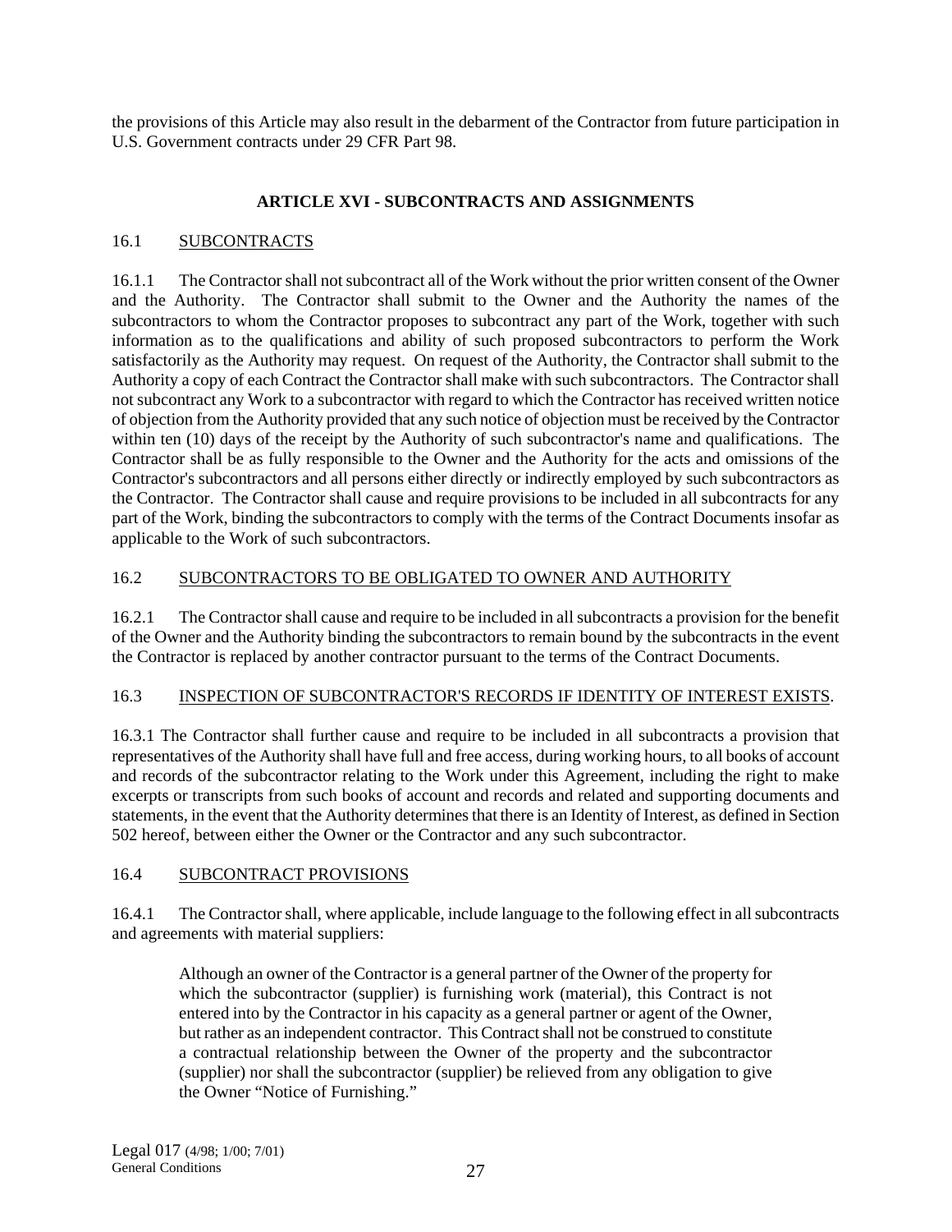the provisions of this Article may also result in the debarment of the Contractor from future participation in U.S. Government contracts under 29 CFR Part 98.

## ARTICLE XVI - SUBCONTRACTS AND ASSIGNMENTS

16.1 SUBCONTRACTS

16.1.1 The Contractor shall not subcontract all of the Work without the prior written consent of the Owner and the Authority. The Contractor shall submit to the Owner and the Authority the names of the subcontractors to whom the Contractor proposes to subcontract any part of the Work, together with such information as to the qualifications and ability of such proposed subcontractors to perform the Work satisfactorily as the Authority may request. On request of the Authority, the Contractor shall submit to the Authority a copy of each Contract the Contractor shall make with such subcontractors. The Contractor shall not subcontract any Work to a subcontractor with regard to which the Contractor has received written notice of objection from the Authority provided that any such notice of objection must be received by the Contractor within ten (10) days of the receipt by the Authority of such subcontractor's name and qualifications. The Contractor shall be as fully responsible to the Owner and the Authority for the acts and omissions of the Contractor's subcontractors and all persons either directly or indirectly employed by such subcontractors as the Contractor. The Contractor shall cause and require provisions to be included in all subcontracts for any part of the Work, binding the subcontractors to comply with the terms of the Contract Documents insofar as applicable to the Work of such subcontractors.

16.2 SUBCONTRACTORS TO BE OBLIGATED TO OWNER AND AUTHORITY

16.2.1 The Contractor shall cause and require to be included in all subcontracts a provision for the benefit of the Owner and the Authority binding the subcontractors to remain bound by the subcontracts in the event the Contractor is replaced by another contractor pursuant to the terms of the Contract Documents.

16.3 INSPECTION OF SUBCONTRACTOR'S RECORDS IF IDENTITY OF INTEREST EXISTS.

16.3.1 The Contractor shall further cause and require to be included in all subcontracts a provision that representatives of the Authority shall have full and free access, during working hours, to all books of account and records of the subcontractor relating to the Work under this Agreement, including the right to make excerpts or transcripts from such books of account and records and related and supporting documents and statements, in the event that the Authority determines that there is an Identity of Interest, as defined in Section 502 hereof, between either the Owner or the Contractor and any such subcontractor.

16.4 SUBCONTRACT PROVISIONS

16.4.1 The Contractor shall, where applicable, include language to the following effect in all subcontracts and agreements with material suppliers:

> Although an owner of the Contractor is a general partner of the Owner of the property for which the subcontractor (supplier) is furnishing work (material), this Contract is not entered into by the Contractor in his capacity as a general partner or agent of the Owner, but rather as an independent contractor. This Contract shall not be construed to constitute a contractual relationship between the Owner of the property and the subcontractor (supplier) nor shall the subcontractor (supplier) be relieved from any obligation to give the Owner "Notice of Furnishing."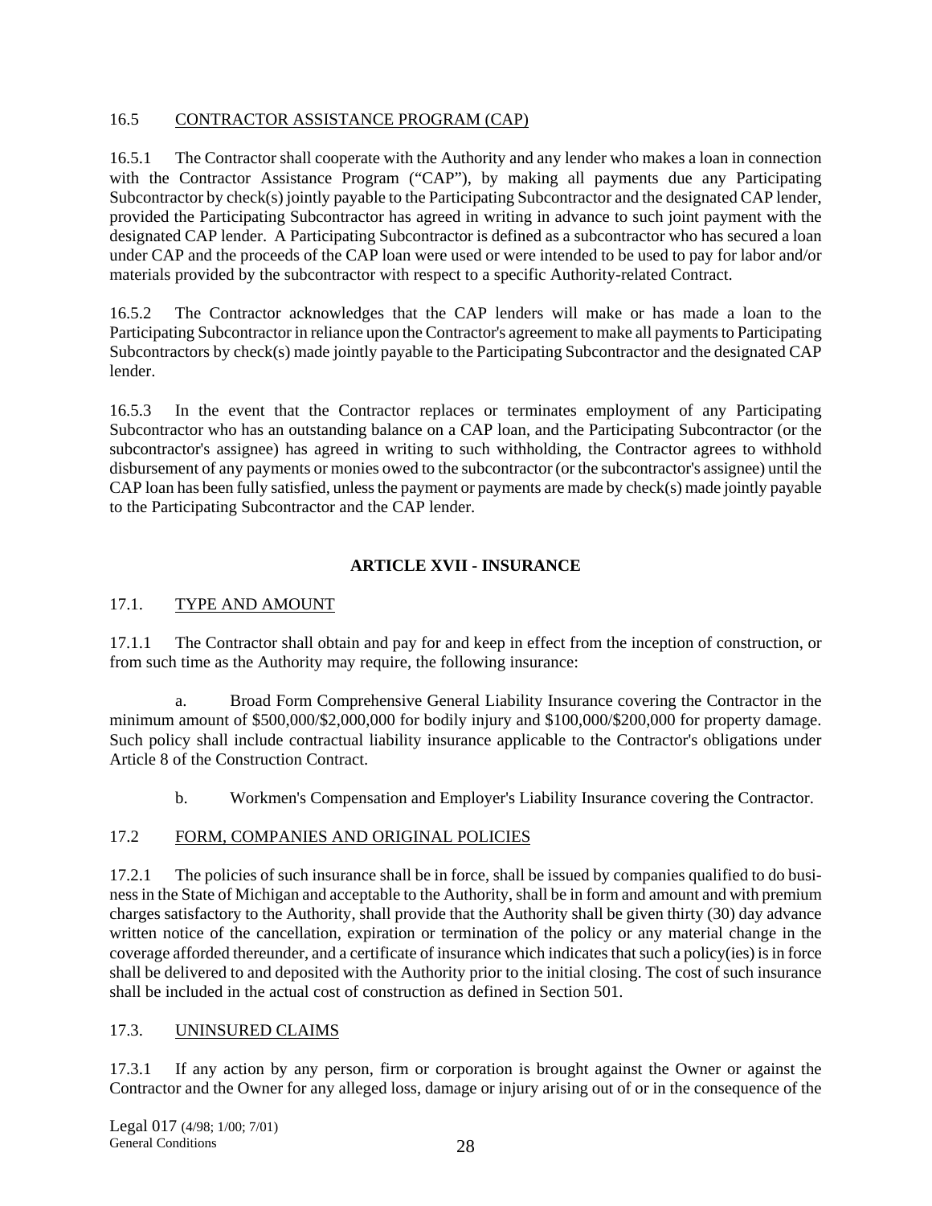16.5 <u>CONTRACTOR ASSISTANCE PROGRAM (CAP)</u>

16.5.1 The Contractor shall cooperate with the Authority and any lender who makes a loan in connection with the Contractor Assistance Program ("CAP"), by making all payments due any Participating Subcontractor by check(s) jointly payable to the Participating Subcontractor and the designated CAP lender, provided the Participating Subcontractor has agreed in writing in advance to such joint payment with the designated CAP lender. A Participating Subcontractor is defined as a subcontractor who has secured a loan under CAP and the proceeds of the CAP loan were used or were intended to be used to pay for labor and/or materials provided by the subcontractor with respect to a specific Authority-related Contract.

16.5.2 The Contractor acknowledges that the CAP lenders will make or has made a loan to the Participating Subcontractor in reliance upon the Contractor's agreement to make all payments to Participating Subcontractors by check(s) made jointly payable to the Participating Subcontractor and the designated CAP lender.

16.5.3 In the event that the Contractor replaces or terminates employment of any Participating Subcontractor who has an outstanding balance on a CAP loan, and the Participating Subcontractor (or the subcontractor's assignee) has agreed in writing to such withholding, the Contractor agrees to withhold disbursement of any payments or monies owed to the subcontractor (or the subcontractor's assignee) until the CAP loan has been fully satisfied, unless the payment or payments are made by check(s) made jointly payable to the Participating Subcontractor and the CAP lender.

## ARTICLE XVII - INSURANCE

17.1. <u>TYPE AND AMOUNT</u>

17.1.1 The Contractor shall obtain and pay for and keep in effect from the inception of construction, or from such time as the Authority may require, the following insurance:

a. Broad Form Comprehensive General Liability Insurance covering the Contractor in the minimum amount of $500,000/$2,000,000 for bodily injury and $100,000/$200,000 for property damage. Such policy shall include contractual liability insurance applicable to the Contractor's obligations under Article 8 of the Construction Contract.

b. Workmen's Compensation and Employer's Liability Insurance covering the Contractor.

17.2 <u>FORM, COMPANIES AND ORIGINAL POLICIES</u>

17.2.1 The policies of such insurance shall be in force, shall be issued by companies qualified to do business in the State of Michigan and acceptable to the Authority, shall be in form and amount and with premium charges satisfactory to the Authority, shall provide that the Authority shall be given thirty (30) day advance written notice of the cancellation, expiration or termination of the policy or any material change in the coverage afforded thereunder, and a certificate of insurance which indicates that such a policy(ies) is in force shall be delivered to and deposited with the Authority prior to the initial closing. The cost of such insurance shall be included in the actual cost of construction as defined in Section 501.

17.3. <u>UNINSURED CLAIMS</u>

17.3.1 If any action by any person, firm or corporation is brought against the Owner or against the Contractor and the Owner for any alleged loss, damage or injury arising out of or in the consequence of the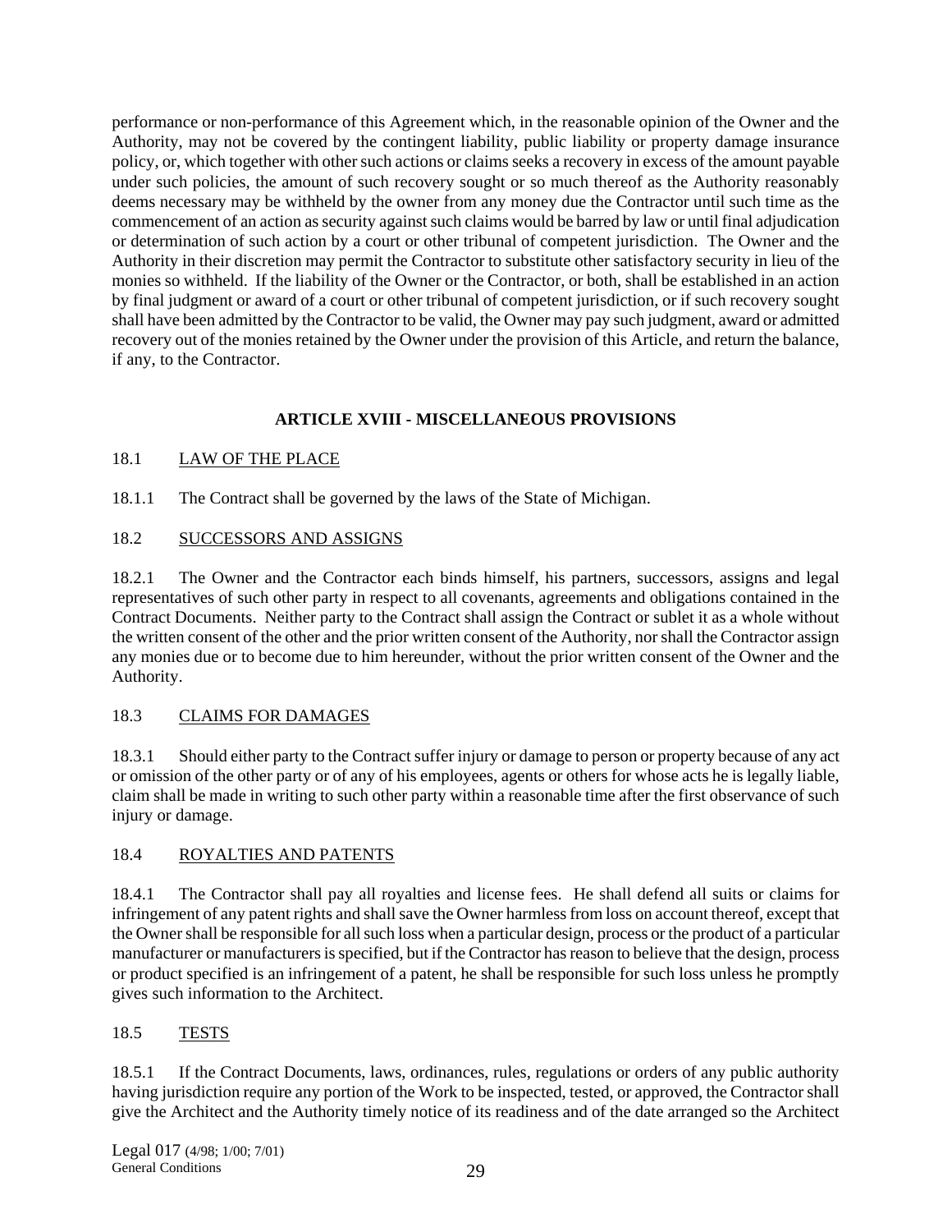performance or non-performance of this Agreement which, in the reasonable opinion of the Owner and the Authority, may not be covered by the contingent liability, public liability or property damage insurance policy, or, which together with other such actions or claims seeks a recovery in excess of the amount payable under such policies, the amount of such recovery sought or so much thereof as the Authority reasonably deems necessary may be withheld by the owner from any money due the Contractor until such time as the commencement of an action as security against such claims would be barred by law or until final adjudication or determination of such action by a court or other tribunal of competent jurisdiction. The Owner and the Authority in their discretion may permit the Contractor to substitute other satisfactory security in lieu of the monies so withheld. If the liability of the Owner or the Contractor, or both, shall be established in an action by final judgment or award of a court or other tribunal of competent jurisdiction, or if such recovery sought shall have been admitted by the Contractor to be valid, the Owner may pay such judgment, award or admitted recovery out of the monies retained by the Owner under the provision of this Article, and return the balance, if any, to the Contractor.

## ARTICLE XVIII - MISCELLANEOUS PROVISIONS

18.1 LAW OF THE PLACE

18.1.1 The Contract shall be governed by the laws of the State of Michigan.

18.2 SUCCESSORS AND ASSIGNS

18.2.1 The Owner and the Contractor each binds himself, his partners, successors, assigns and legal representatives of such other party in respect to all covenants, agreements and obligations contained in the Contract Documents. Neither party to the Contract shall assign the Contract or sublet it as a whole without the written consent of the other and the prior written consent of the Authority, nor shall the Contractor assign any monies due or to become due to him hereunder, without the prior written consent of the Owner and the Authority.

18.3 CLAIMS FOR DAMAGES

18.3.1 Should either party to the Contract suffer injury or damage to person or property because of any act or omission of the other party or of any of his employees, agents or others for whose acts he is legally liable, claim shall be made in writing to such other party within a reasonable time after the first observance of such injury or damage.

18.4 ROYALTIES AND PATENTS

18.4.1 The Contractor shall pay all royalties and license fees. He shall defend all suits or claims for infringement of any patent rights and shall save the Owner harmless from loss on account thereof, except that the Owner shall be responsible for all such loss when a particular design, process or the product of a particular manufacturer or manufacturers is specified, but if the Contractor has reason to believe that the design, process or product specified is an infringement of a patent, he shall be responsible for such loss unless he promptly gives such information to the Architect.

18.5 TESTS

18.5.1 If the Contract Documents, laws, ordinances, rules, regulations or orders of any public authority having jurisdiction require any portion of the Work to be inspected, tested, or approved, the Contractor shall give the Architect and the Authority timely notice of its readiness and of the date arranged so the Architect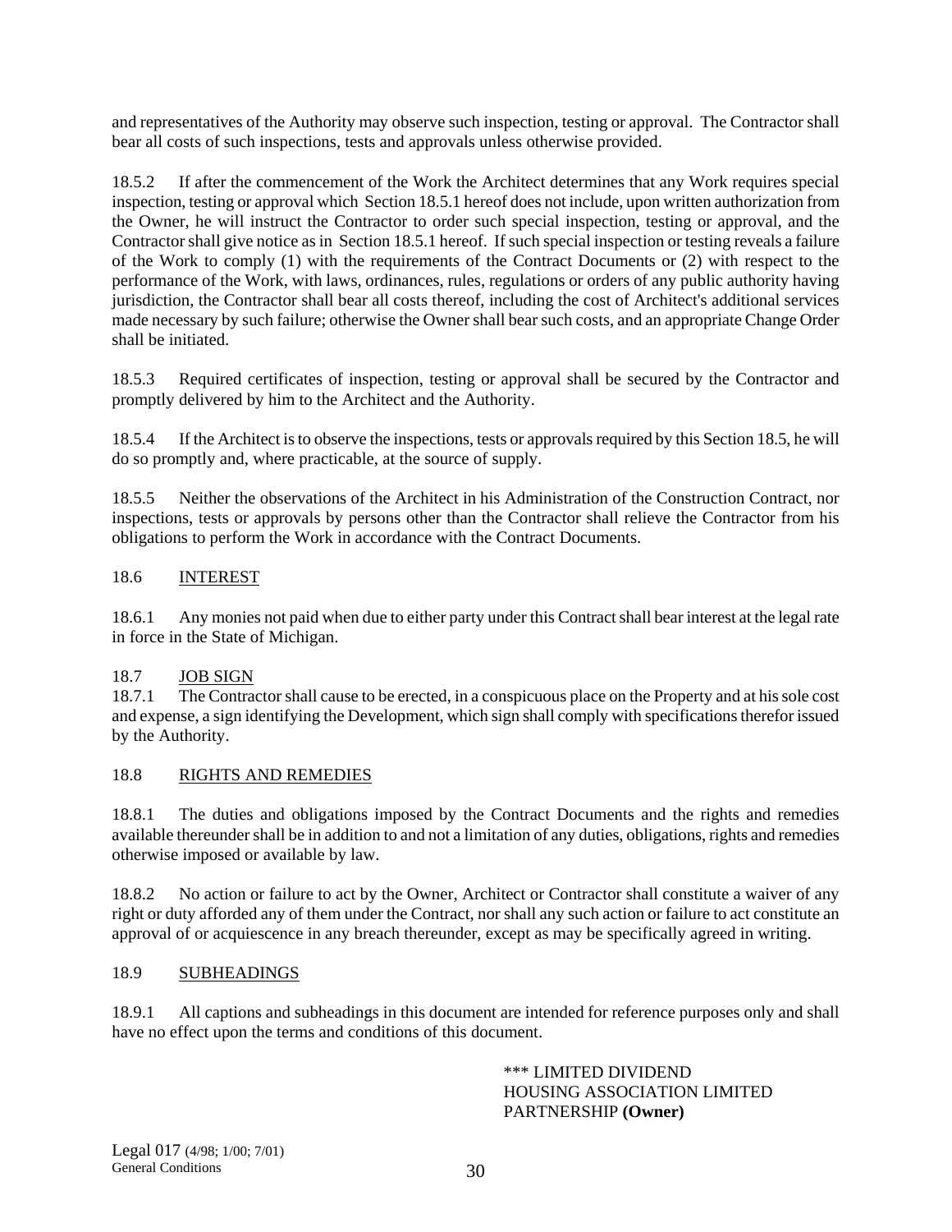and representatives of the Authority may observe such inspection, testing or approval. The Contractor shall bear all costs of such inspections, tests and approvals unless otherwise provided.

18.5.2 If after the commencement of the Work the Architect determines that any Work requires special inspection, testing or approval which Section 18.5.1 hereof does not include, upon written authorization from the Owner, he will instruct the Contractor to order such special inspection, testing or approval, and the Contractor shall give notice as in Section 18.5.1 hereof. If such special inspection or testing reveals a failure of the Work to comply (1) with the requirements of the Contract Documents or (2) with respect to the performance of the Work, with laws, ordinances, rules, regulations or orders of any public authority having jurisdiction, the Contractor shall bear all costs thereof, including the cost of Architect's additional services made necessary by such failure; otherwise the Owner shall bear such costs, and an appropriate Change Order shall be initiated.

18.5.3 Required certificates of inspection, testing or approval shall be secured by the Contractor and promptly delivered by him to the Architect and the Authority.

18.5.4 If the Architect is to observe the inspections, tests or approvals required by this Section 18.5, he will do so promptly and, where practicable, at the source of supply.

18.5.5 Neither the observations of the Architect in his Administration of the Construction Contract, nor inspections, tests or approvals by persons other than the Contractor shall relieve the Contractor from his obligations to perform the Work in accordance with the Contract Documents.

18.6 <u>INTEREST</u>

18.6.1 Any monies not paid when due to either party under this Contract shall bear interest at the legal rate in force in the State of Michigan.

18.7 <u>JOB SIGN</u>

18.7.1 The Contractor shall cause to be erected, in a conspicuous place on the Property and at his sole cost and expense, a sign identifying the Development, which sign shall comply with specifications therefor issued by the Authority.

18.8 <u>RIGHTS AND REMEDIES</u>

18.8.1 The duties and obligations imposed by the Contract Documents and the rights and remedies available thereunder shall be in addition to and not a limitation of any duties, obligations, rights and remedies otherwise imposed or available by law.

18.8.2 No action or failure to act by the Owner, Architect or Contractor shall constitute a waiver of any right or duty afforded any of them under the Contract, nor shall any such action or failure to act constitute an approval of or acquiescence in any breach thereunder, except as may be specifically agreed in writing.

18.9 <u>SUBHEADINGS</u>

18.9.1 All captions and subheadings in this document are intended for reference purposes only and shall have no effect upon the terms and conditions of this document.

*** LIMITED DIVIDEND
HOUSING ASSOCIATION LIMITED
PARTNERSHIP **(Owner)**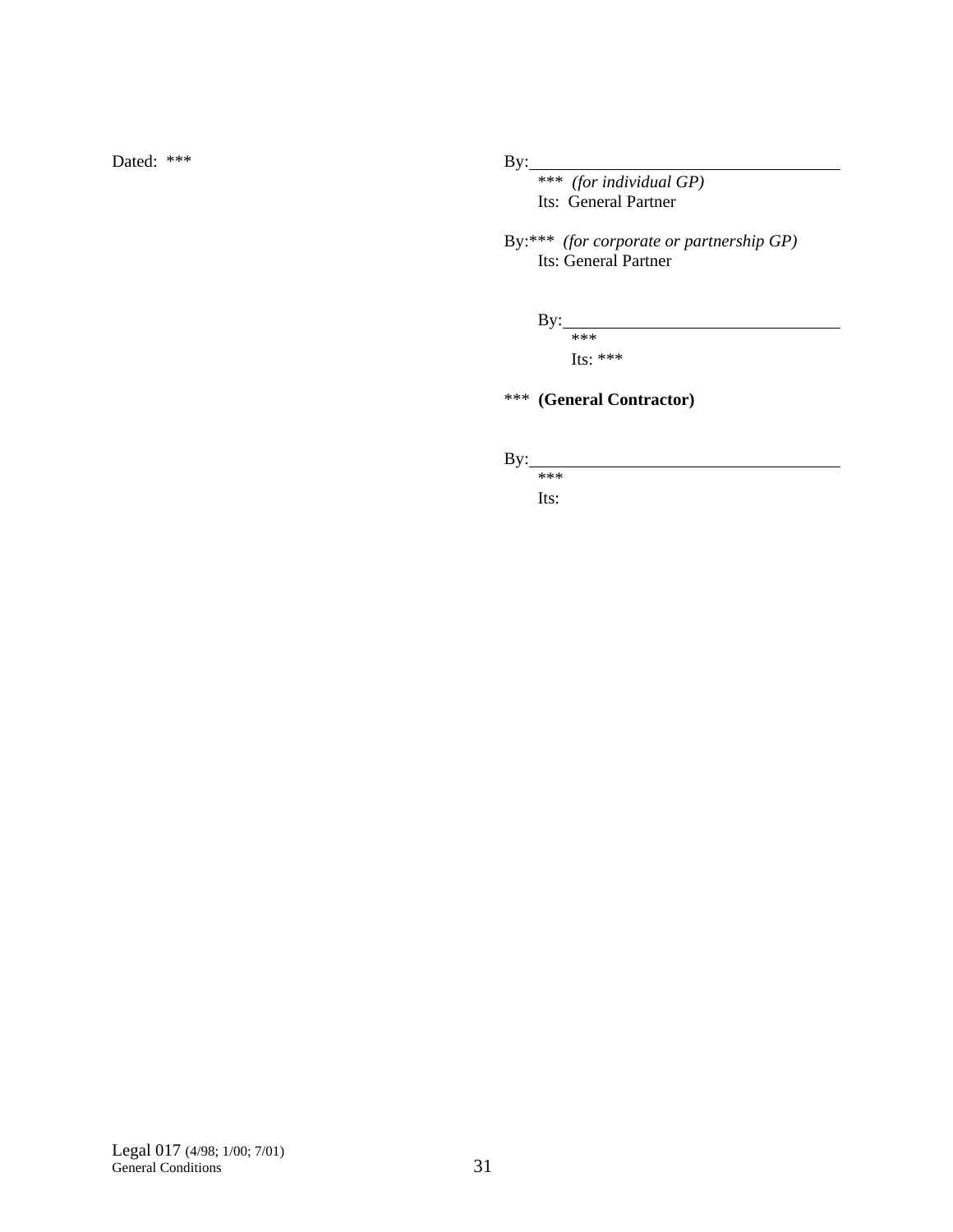Dated: ***

By:\_\_\_\_\_\_\_\_\_\_\_\_\_\_\_\_\_\_\_\_\_\_\_\_\_\_\_\_\_\_\_\_\_\_\_\_
*** *(for individual GP)*
Its: General Partner

By:*** *(for corporate or partnership GP)*
Its: General Partner

By:\_\_\_\_\_\_\_\_\_\_\_\_\_\_\_\_\_\_\_\_\_\_\_\_\_\_\_\_\_\_\_\_
***
Its: ***

*** **(General Contractor)**

By:\_\_\_\_\_\_\_\_\_\_\_\_\_\_\_\_\_\_\_\_\_\_\_\_\_\_\_\_\_\_\_\_\_\_\_\_
***
Its:

Legal 017 (4/98; 1/00; 7/01)
General Conditions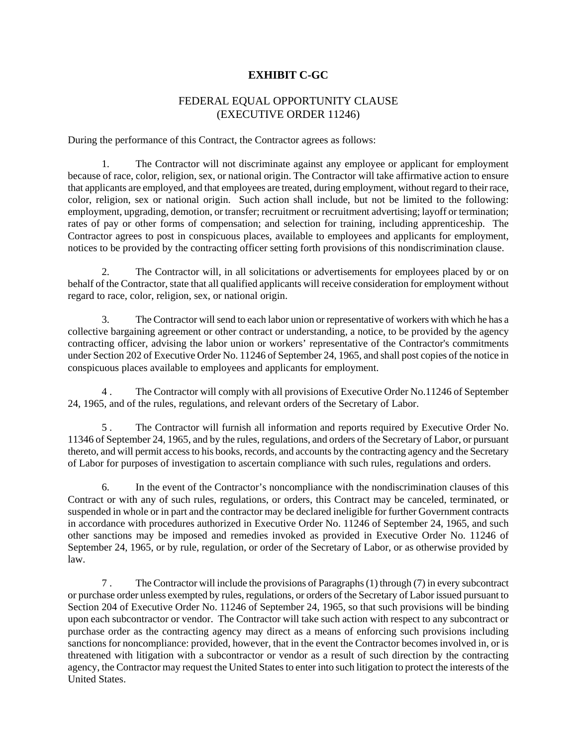# EXHIBIT C-GC

## FEDERAL EQUAL OPPORTUNITY CLAUSE (EXECUTIVE ORDER 11246)

During the performance of this Contract, the Contractor agrees as follows:

1. The Contractor will not discriminate against any employee or applicant for employment because of race, color, religion, sex, or national origin. The Contractor will take affirmative action to ensure that applicants are employed, and that employees are treated, during employment, without regard to their race, color, religion, sex or national origin. Such action shall include, but not be limited to the following: employment, upgrading, demotion, or transfer; recruitment or recruitment advertising; layoff or termination; rates of pay or other forms of compensation; and selection for training, including apprenticeship. The Contractor agrees to post in conspicuous places, available to employees and applicants for employment, notices to be provided by the contracting officer setting forth provisions of this nondiscrimination clause.

2. The Contractor will, in all solicitations or advertisements for employees placed by or on behalf of the Contractor, state that all qualified applicants will receive consideration for employment without regard to race, color, religion, sex, or national origin.

3. The Contractor will send to each labor union or representative of workers with which he has a collective bargaining agreement or other contract or understanding, a notice, to be provided by the agency contracting officer, advising the labor union or workers' representative of the Contractor's commitments under Section 202 of Executive Order No. 11246 of September 24, 1965, and shall post copies of the notice in conspicuous places available to employees and applicants for employment.

4 . The Contractor will comply with all provisions of Executive Order No.11246 of September 24, 1965, and of the rules, regulations, and relevant orders of the Secretary of Labor.

5 . The Contractor will furnish all information and reports required by Executive Order No. 11346 of September 24, 1965, and by the rules, regulations, and orders of the Secretary of Labor, or pursuant thereto, and will permit access to his books, records, and accounts by the contracting agency and the Secretary of Labor for purposes of investigation to ascertain compliance with such rules, regulations and orders.

6. In the event of the Contractor's noncompliance with the nondiscrimination clauses of this Contract or with any of such rules, regulations, or orders, this Contract may be canceled, terminated, or suspended in whole or in part and the contractor may be declared ineligible for further Government contracts in accordance with procedures authorized in Executive Order No. 11246 of September 24, 1965, and such other sanctions may be imposed and remedies invoked as provided in Executive Order No. 11246 of September 24, 1965, or by rule, regulation, or order of the Secretary of Labor, or as otherwise provided by law.

7 . The Contractor will include the provisions of Paragraphs (1) through (7) in every subcontract or purchase order unless exempted by rules, regulations, or orders of the Secretary of Labor issued pursuant to Section 204 of Executive Order No. 11246 of September 24, 1965, so that such provisions will be binding upon each subcontractor or vendor. The Contractor will take such action with respect to any subcontract or purchase order as the contracting agency may direct as a means of enforcing such provisions including sanctions for noncompliance: provided, however, that in the event the Contractor becomes involved in, or is threatened with litigation with a subcontractor or vendor as a result of such direction by the contracting agency, the Contractor may request the United States to enter into such litigation to protect the interests of the United States.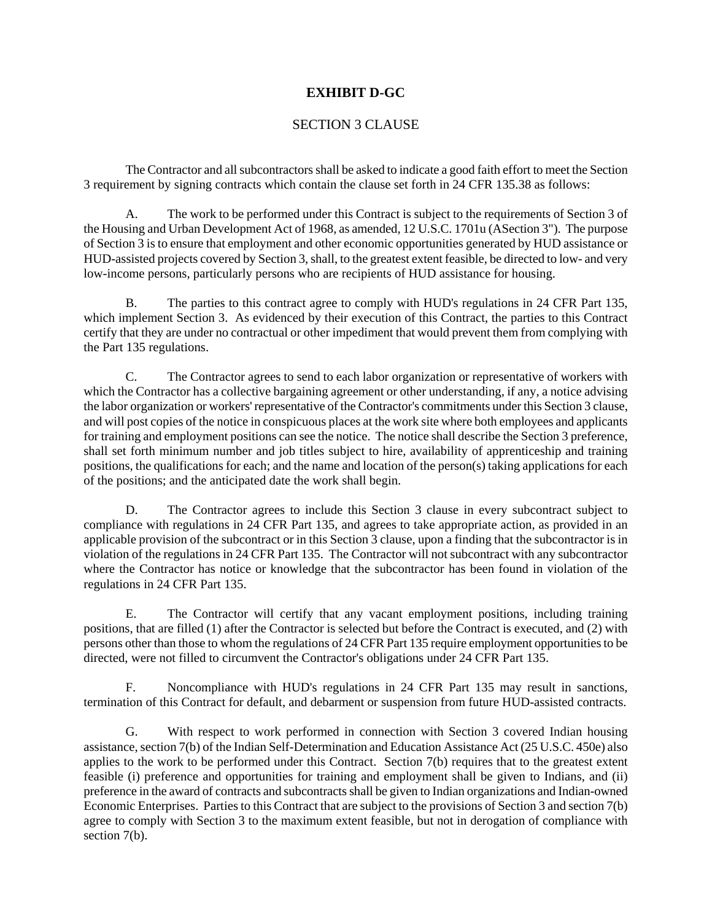# EXHIBIT D-GC

## SECTION 3 CLAUSE

The Contractor and all subcontractors shall be asked to indicate a good faith effort to meet the Section 3 requirement by signing contracts which contain the clause set forth in 24 CFR 135.38 as follows:

A. The work to be performed under this Contract is subject to the requirements of Section 3 of the Housing and Urban Development Act of 1968, as amended, 12 U.S.C. 1701u (ASection 3"). The purpose of Section 3 is to ensure that employment and other economic opportunities generated by HUD assistance or HUD-assisted projects covered by Section 3, shall, to the greatest extent feasible, be directed to low- and very low-income persons, particularly persons who are recipients of HUD assistance for housing.

B. The parties to this contract agree to comply with HUD's regulations in 24 CFR Part 135, which implement Section 3. As evidenced by their execution of this Contract, the parties to this Contract certify that they are under no contractual or other impediment that would prevent them from complying with the Part 135 regulations.

C. The Contractor agrees to send to each labor organization or representative of workers with which the Contractor has a collective bargaining agreement or other understanding, if any, a notice advising the labor organization or workers' representative of the Contractor's commitments under this Section 3 clause, and will post copies of the notice in conspicuous places at the work site where both employees and applicants for training and employment positions can see the notice. The notice shall describe the Section 3 preference, shall set forth minimum number and job titles subject to hire, availability of apprenticeship and training positions, the qualifications for each; and the name and location of the person(s) taking applications for each of the positions; and the anticipated date the work shall begin.

D. The Contractor agrees to include this Section 3 clause in every subcontract subject to compliance with regulations in 24 CFR Part 135, and agrees to take appropriate action, as provided in an applicable provision of the subcontract or in this Section 3 clause, upon a finding that the subcontractor is in violation of the regulations in 24 CFR Part 135. The Contractor will not subcontract with any subcontractor where the Contractor has notice or knowledge that the subcontractor has been found in violation of the regulations in 24 CFR Part 135.

E. The Contractor will certify that any vacant employment positions, including training positions, that are filled (1) after the Contractor is selected but before the Contract is executed, and (2) with persons other than those to whom the regulations of 24 CFR Part 135 require employment opportunities to be directed, were not filled to circumvent the Contractor's obligations under 24 CFR Part 135.

F. Noncompliance with HUD's regulations in 24 CFR Part 135 may result in sanctions, termination of this Contract for default, and debarment or suspension from future HUD-assisted contracts.

G. With respect to work performed in connection with Section 3 covered Indian housing assistance, section 7(b) of the Indian Self-Determination and Education Assistance Act (25 U.S.C. 450e) also applies to the work to be performed under this Contract. Section 7(b) requires that to the greatest extent feasible (i) preference and opportunities for training and employment shall be given to Indians, and (ii) preference in the award of contracts and subcontracts shall be given to Indian organizations and Indian-owned Economic Enterprises. Parties to this Contract that are subject to the provisions of Section 3 and section 7(b) agree to comply with Section 3 to the maximum extent feasible, but not in derogation of compliance with section 7(b).